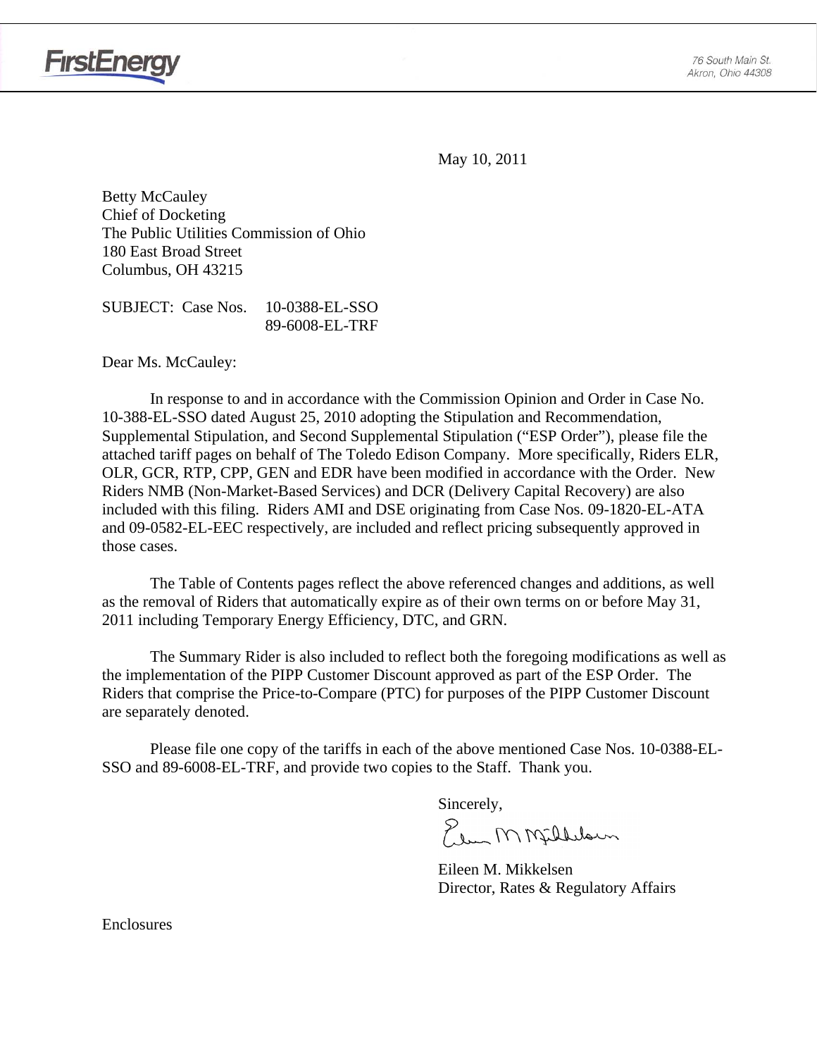FirstEnergy

76 South Main St.
Akron, Ohio 44308

May 10, 2011

Betty McCauley
Chief of Docketing
The Public Utilities Commission of Ohio
180 East Broad Street
Columbus, OH 43215

SUBJECT: Case Nos. 10-0388-EL-SSO
89-6008-EL-TRF

Dear Ms. McCauley:

In response to and in accordance with the Commission Opinion and Order in Case No. 10-388-EL-SSO dated August 25, 2010 adopting the Stipulation and Recommendation, Supplemental Stipulation, and Second Supplemental Stipulation ("ESP Order"), please file the attached tariff pages on behalf of The Toledo Edison Company. More specifically, Riders ELR, OLR, GCR, RTP, CPP, GEN and EDR have been modified in accordance with the Order. New Riders NMB (Non-Market-Based Services) and DCR (Delivery Capital Recovery) are also included with this filing. Riders AMI and DSE originating from Case Nos. 09-1820-EL-ATA and 09-0582-EL-EEC respectively, are included and reflect pricing subsequently approved in those cases.

The Table of Contents pages reflect the above referenced changes and additions, as well as the removal of Riders that automatically expire as of their own terms on or before May 31, 2011 including Temporary Energy Efficiency, DTC, and GRN.

The Summary Rider is also included to reflect both the foregoing modifications as well as the implementation of the PIPP Customer Discount approved as part of the ESP Order. The Riders that comprise the Price-to-Compare (PTC) for purposes of the PIPP Customer Discount are separately denoted.

Please file one copy of the tariffs in each of the above mentioned Case Nos. 10-0388-EL-SSO and 89-6008-EL-TRF, and provide two copies to the Staff. Thank you.

Sincerely,

Eileen M. Mikkelsen
Director, Rates & Regulatory Affairs

Enclosures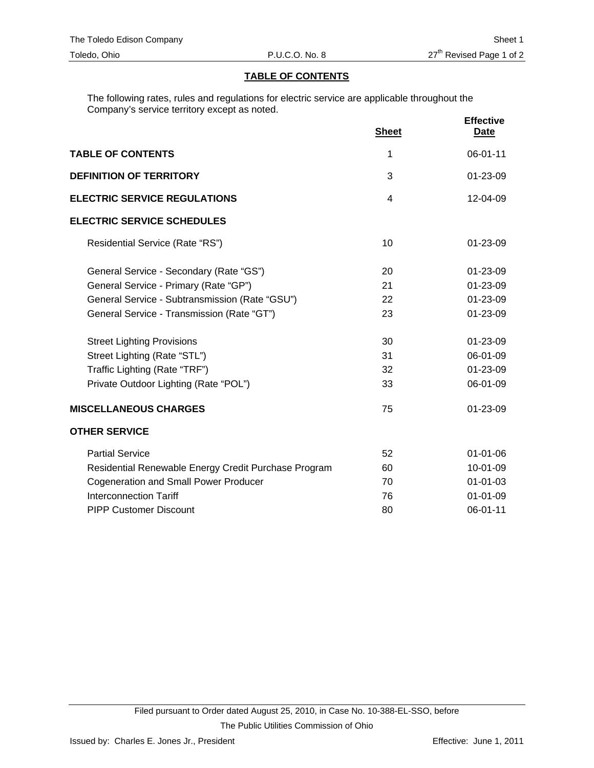## TABLE OF CONTENTS

The following rates, rules and regulations for electric service are applicable throughout the Company's service territory except as noted.

| | Sheet | Effective Date |
|---|---|---|
| **TABLE OF CONTENTS** | 1 | 06-01-11 |
| **DEFINITION OF TERRITORY** | 3 | 01-23-09 |
| **ELECTRIC SERVICE REGULATIONS** | 4 | 12-04-09 |
| **ELECTRIC SERVICE SCHEDULES** | | |
| Residential Service (Rate "RS") | 10 | 01-23-09 |
| General Service - Secondary (Rate "GS") | 20 | 01-23-09 |
| General Service - Primary (Rate "GP") | 21 | 01-23-09 |
| General Service - Subtransmission (Rate "GSU") | 22 | 01-23-09 |
| General Service - Transmission (Rate "GT") | 23 | 01-23-09 |
| Street Lighting Provisions | 30 | 01-23-09 |
| Street Lighting (Rate "STL") | 31 | 06-01-09 |
| Traffic Lighting (Rate "TRF") | 32 | 01-23-09 |
| Private Outdoor Lighting (Rate "POL") | 33 | 06-01-09 |
| **MISCELLANEOUS CHARGES** | 75 | 01-23-09 |
| **OTHER SERVICE** | | |
| Partial Service | 52 | 01-01-06 |
| Residential Renewable Energy Credit Purchase Program | 60 | 10-01-09 |
| Cogeneration and Small Power Producer | 70 | 01-01-03 |
| Interconnection Tariff | 76 | 01-01-09 |
| PIPP Customer Discount | 80 | 06-01-11 |

Filed pursuant to Order dated August 25, 2010, in Case No. 10-388-EL-SSO, before The Public Utilities Commission of Ohio

Issued by: Charles E. Jones Jr., President

Effective: June 1, 2011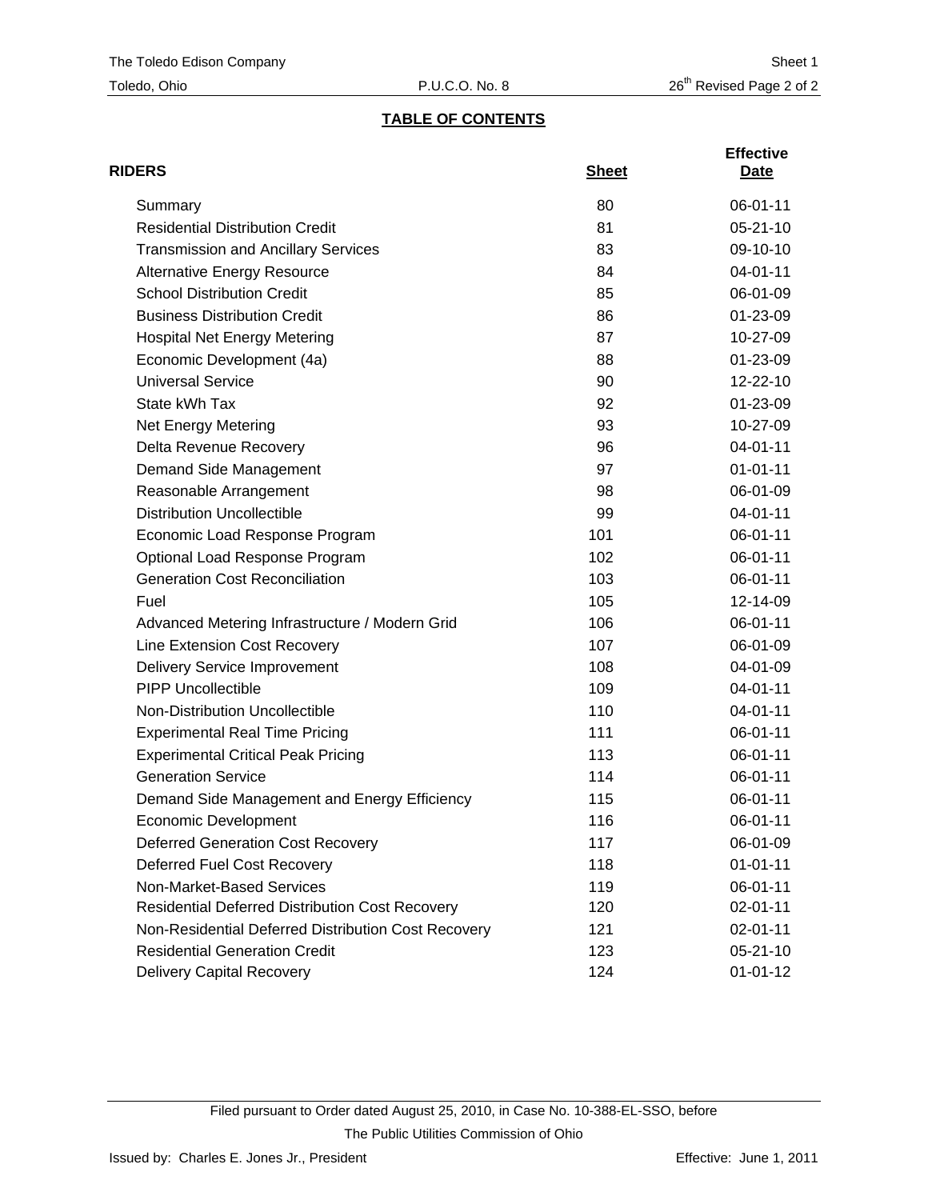## TABLE OF CONTENTS

| RIDERS | Sheet | Effective Date |
|---|---|---|
| Summary | 80 | 06-01-11 |
| Residential Distribution Credit | 81 | 05-21-10 |
| Transmission and Ancillary Services | 83 | 09-10-10 |
| Alternative Energy Resource | 84 | 04-01-11 |
| School Distribution Credit | 85 | 06-01-09 |
| Business Distribution Credit | 86 | 01-23-09 |
| Hospital Net Energy Metering | 87 | 10-27-09 |
| Economic Development (4a) | 88 | 01-23-09 |
| Universal Service | 90 | 12-22-10 |
| State kWh Tax | 92 | 01-23-09 |
| Net Energy Metering | 93 | 10-27-09 |
| Delta Revenue Recovery | 96 | 04-01-11 |
| Demand Side Management | 97 | 01-01-11 |
| Reasonable Arrangement | 98 | 06-01-09 |
| Distribution Uncollectible | 99 | 04-01-11 |
| Economic Load Response Program | 101 | 06-01-11 |
| Optional Load Response Program | 102 | 06-01-11 |
| Generation Cost Reconciliation | 103 | 06-01-11 |
| Fuel | 105 | 12-14-09 |
| Advanced Metering Infrastructure / Modern Grid | 106 | 06-01-11 |
| Line Extension Cost Recovery | 107 | 06-01-09 |
| Delivery Service Improvement | 108 | 04-01-09 |
| PIPP Uncollectible | 109 | 04-01-11 |
| Non-Distribution Uncollectible | 110 | 04-01-11 |
| Experimental Real Time Pricing | 111 | 06-01-11 |
| Experimental Critical Peak Pricing | 113 | 06-01-11 |
| Generation Service | 114 | 06-01-11 |
| Demand Side Management and Energy Efficiency | 115 | 06-01-11 |
| Economic Development | 116 | 06-01-11 |
| Deferred Generation Cost Recovery | 117 | 06-01-09 |
| Deferred Fuel Cost Recovery | 118 | 01-01-11 |
| Non-Market-Based Services | 119 | 06-01-11 |
| Residential Deferred Distribution Cost Recovery | 120 | 02-01-11 |
| Non-Residential Deferred Distribution Cost Recovery | 121 | 02-01-11 |
| Residential Generation Credit | 123 | 05-21-10 |
| Delivery Capital Recovery | 124 | 01-01-12 |

Filed pursuant to Order dated August 25, 2010, in Case No. 10-388-EL-SSO, before The Public Utilities Commission of Ohio

Issued by: Charles E. Jones Jr., President

Effective: June 1, 2011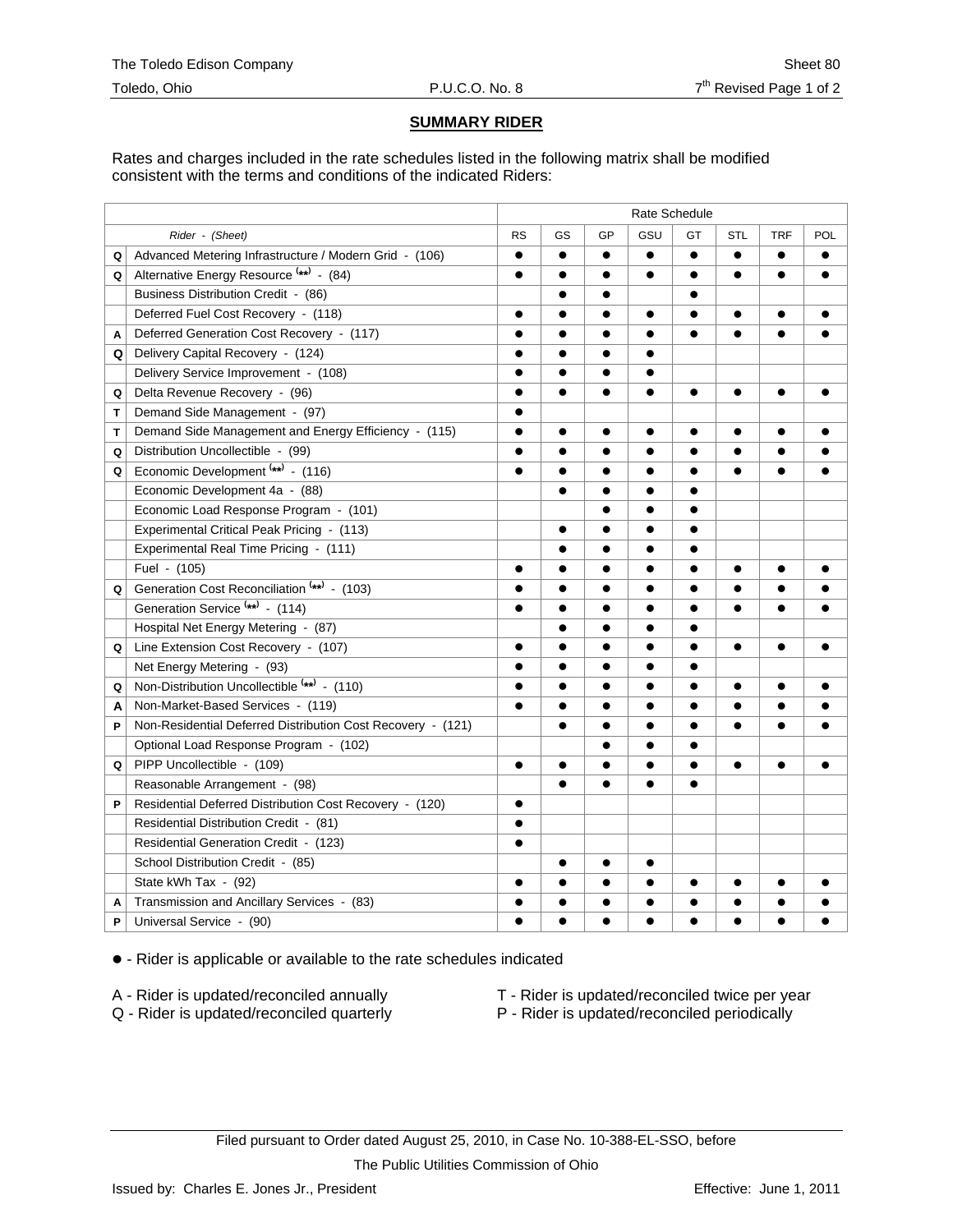## SUMMARY RIDER

Rates and charges included in the rate schedules listed in the following matrix shall be modified consistent with the terms and conditions of the indicated Riders:

| | | Rate Schedule | | | | | | | |
|---|---|---|---|---|---|---|---|---|---|
| | *Rider - (Sheet)* | RS | GS | GP | GSU | GT | STL | TRF | POL |
| Q | Advanced Metering Infrastructure / Modern Grid - (106) | ● | ● | ● | ● | ● | ● | ● | ● |
| Q | Alternative Energy Resource (**) - (84) | ● | ● | ● | ● | ● | ● | ● | ● |
| | Business Distribution Credit - (86) | | ● | ● | | ● | | | |
| | Deferred Fuel Cost Recovery - (118) | ● | ● | ● | ● | ● | ● | ● | ● |
| A | Deferred Generation Cost Recovery - (117) | ● | ● | ● | ● | ● | ● | ● | ● |
| Q | Delivery Capital Recovery - (124) | ● | ● | ● | ● | | | | |
| | Delivery Service Improvement - (108) | ● | ● | ● | ● | | | | |
| Q | Delta Revenue Recovery - (96) | ● | ● | ● | ● | ● | ● | ● | ● |
| T | Demand Side Management - (97) | ● | | | | | | | |
| T | Demand Side Management and Energy Efficiency - (115) | ● | ● | ● | ● | ● | ● | ● | ● |
| Q | Distribution Uncollectible - (99) | ● | ● | ● | ● | ● | ● | ● | ● |
| Q | Economic Development (**) - (116) | ● | ● | ● | ● | ● | ● | ● | ● |
| | Economic Development 4a - (88) | | ● | ● | ● | ● | | | |
| | Economic Load Response Program - (101) | | | ● | ● | ● | | | |
| | Experimental Critical Peak Pricing - (113) | | ● | ● | ● | ● | | | |
| | Experimental Real Time Pricing - (111) | | ● | ● | ● | ● | | | |
| | Fuel - (105) | ● | ● | ● | ● | ● | ● | ● | ● |
| Q | Generation Cost Reconciliation (**) - (103) | ● | ● | ● | ● | ● | ● | ● | ● |
| | Generation Service (**) - (114) | ● | ● | ● | ● | ● | ● | ● | ● |
| | Hospital Net Energy Metering - (87) | | ● | ● | ● | ● | | | |
| Q | Line Extension Cost Recovery - (107) | ● | ● | ● | ● | ● | ● | ● | ● |
| | Net Energy Metering - (93) | ● | ● | ● | ● | ● | | | |
| Q | Non-Distribution Uncollectible (**) - (110) | ● | ● | ● | ● | ● | ● | ● | ● |
| A | Non-Market-Based Services - (119) | ● | ● | ● | ● | ● | ● | ● | ● |
| P | Non-Residential Deferred Distribution Cost Recovery - (121) | | ● | ● | ● | ● | ● | ● | ● |
| | Optional Load Response Program - (102) | | | ● | ● | ● | | | |
| Q | PIPP Uncollectible - (109) | ● | ● | ● | ● | ● | ● | ● | ● |
| | Reasonable Arrangement - (98) | | ● | ● | ● | ● | | | |
| P | Residential Deferred Distribution Cost Recovery - (120) | ● | | | | | | | |
| | Residential Distribution Credit - (81) | ● | | | | | | | |
| | Residential Generation Credit - (123) | ● | | | | | | | |
| | School Distribution Credit - (85) | | ● | ● | ● | | | | |
| | State kWh Tax - (92) | ● | ● | ● | ● | ● | ● | ● | ● |
| A | Transmission and Ancillary Services - (83) | ● | ● | ● | ● | ● | ● | ● | ● |
| P | Universal Service - (90) | ● | ● | ● | ● | ● | ● | ● | ● |

● - Rider is applicable or available to the rate schedules indicated

A - Rider is updated/reconciled annually
Q - Rider is updated/reconciled quarterly
T - Rider is updated/reconciled twice per year
P - Rider is updated/reconciled periodically

Filed pursuant to Order dated August 25, 2010, in Case No. 10-388-EL-SSO, before The Public Utilities Commission of Ohio

Issued by: Charles E. Jones Jr., President

Effective: June 1, 2011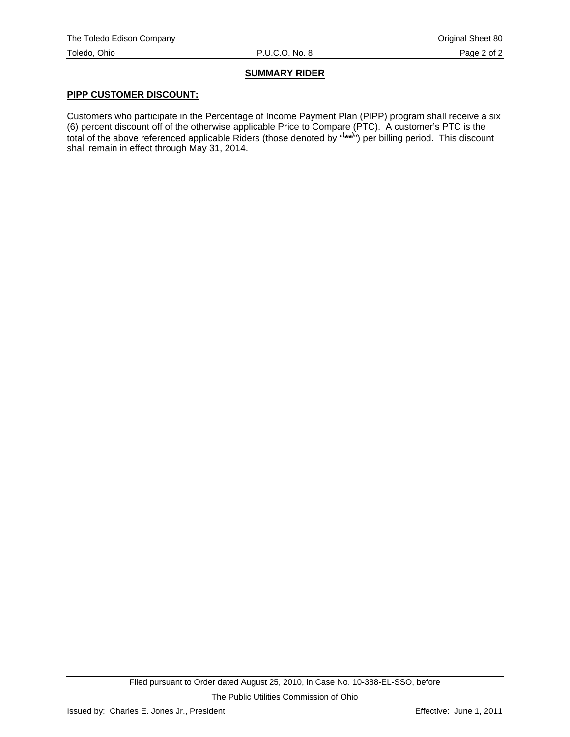## SUMMARY RIDER

### PIPP CUSTOMER DISCOUNT:

Customers who participate in the Percentage of Income Payment Plan (PIPP) program shall receive a six (6) percent discount off of the otherwise applicable Price to Compare (PTC). A customer's PTC is the total of the above referenced applicable Riders (those denoted by "(**)") per billing period. This discount shall remain in effect through May 31, 2014.

Filed pursuant to Order dated August 25, 2010, in Case No. 10-388-EL-SSO, before

The Public Utilities Commission of Ohio

Issued by: Charles E. Jones Jr., President

Effective: June 1, 2011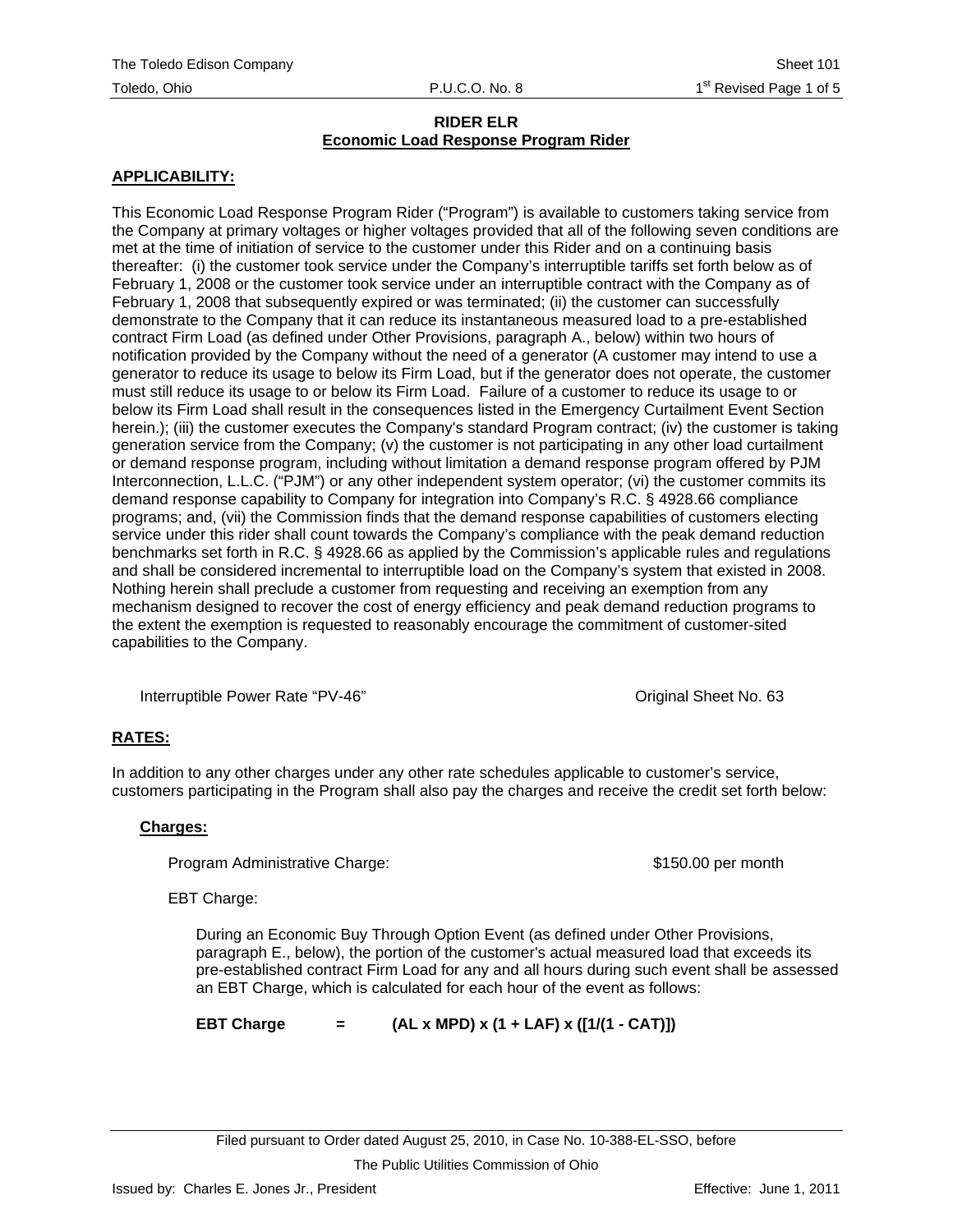**RIDER ELR**
**Economic Load Response Program Rider**

**APPLICABILITY:**

This Economic Load Response Program Rider ("Program") is available to customers taking service from the Company at primary voltages or higher voltages provided that all of the following seven conditions are met at the time of initiation of service to the customer under this Rider and on a continuing basis thereafter: (i) the customer took service under the Company's interruptible tariffs set forth below as of February 1, 2008 or the customer took service under an interruptible contract with the Company as of February 1, 2008 that subsequently expired or was terminated; (ii) the customer can successfully demonstrate to the Company that it can reduce its instantaneous measured load to a pre-established contract Firm Load (as defined under Other Provisions, paragraph A., below) within two hours of notification provided by the Company without the need of a generator (A customer may intend to use a generator to reduce its usage to below its Firm Load, but if the generator does not operate, the customer must still reduce its usage to or below its Firm Load. Failure of a customer to reduce its usage to or below its Firm Load shall result in the consequences listed in the Emergency Curtailment Event Section herein.); (iii) the customer executes the Company's standard Program contract; (iv) the customer is taking generation service from the Company; (v) the customer is not participating in any other load curtailment or demand response program, including without limitation a demand response program offered by PJM Interconnection, L.L.C. ("PJM") or any other independent system operator; (vi) the customer commits its demand response capability to Company for integration into Company's R.C. § 4928.66 compliance programs; and, (vii) the Commission finds that the demand response capabilities of customers electing service under this rider shall count towards the Company's compliance with the peak demand reduction benchmarks set forth in R.C. § 4928.66 as applied by the Commission's applicable rules and regulations and shall be considered incremental to interruptible load on the Company's system that existed in 2008. Nothing herein shall preclude a customer from requesting and receiving an exemption from any mechanism designed to recover the cost of energy efficiency and peak demand reduction programs to the extent the exemption is requested to reasonably encourage the commitment of customer-sited capabilities to the Company.

| | |
|---|---|
| Interruptible Power Rate "PV-46" | Original Sheet No. 63 |

**RATES:**

In addition to any other charges under any other rate schedules applicable to customer's service, customers participating in the Program shall also pay the charges and receive the credit set forth below:

**Charges:**

| | |
|---|---|
| Program Administrative Charge: | $150.00 per month |

EBT Charge:

During an Economic Buy Through Option Event (as defined under Other Provisions, paragraph E., below), the portion of the customer's actual measured load that exceeds its pre-established contract Firm Load for any and all hours during such event shall be assessed an EBT Charge, which is calculated for each hour of the event as follows:

$$\textbf{EBT Charge} = (AL \times MPD) \times (1 + LAF) \times ([1/(1 - CAT)])$$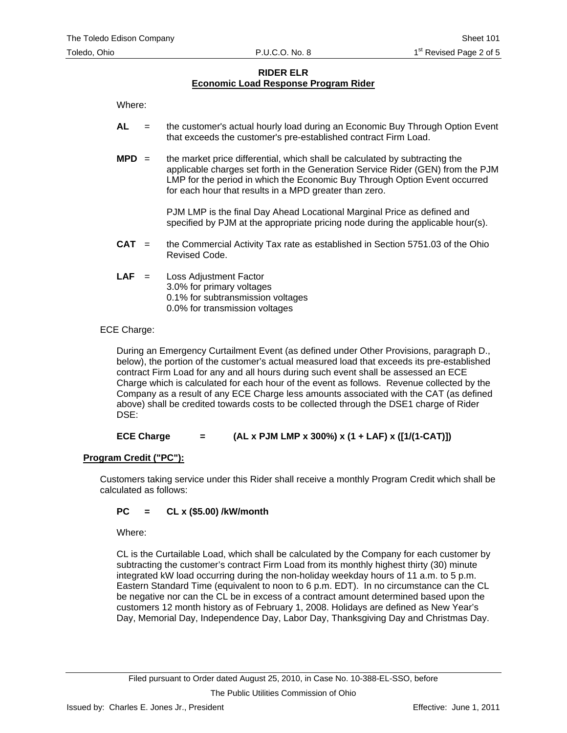## RIDER ELR
## Economic Load Response Program Rider

Where:

**AL** = the customer's actual hourly load during an Economic Buy Through Option Event that exceeds the customer's pre-established contract Firm Load.

**MPD** = the market price differential, which shall be calculated by subtracting the applicable charges set forth in the Generation Service Rider (GEN) from the PJM LMP for the period in which the Economic Buy Through Option Event occurred for each hour that results in a MPD greater than zero.

PJM LMP is the final Day Ahead Locational Marginal Price as defined and specified by PJM at the appropriate pricing node during the applicable hour(s).

**CAT** = the Commercial Activity Tax rate as established in Section 5751.03 of the Ohio Revised Code.

**LAF** = Loss Adjustment Factor
3.0% for primary voltages
0.1% for subtransmission voltages
0.0% for transmission voltages

ECE Charge:

During an Emergency Curtailment Event (as defined under Other Provisions, paragraph D., below), the portion of the customer's actual measured load that exceeds its pre-established contract Firm Load for any and all hours during such event shall be assessed an ECE Charge which is calculated for each hour of the event as follows. Revenue collected by the Company as a result of any ECE Charge less amounts associated with the CAT (as defined above) shall be credited towards costs to be collected through the DSE1 charge of Rider DSE:

**ECE Charge = (AL x PJM LMP x 300%) x (1 + LAF) x ([1/(1-CAT)])**

**Program Credit ("PC"):**

Customers taking service under this Rider shall receive a monthly Program Credit which shall be calculated as follows:

**PC = CL x ($5.00) /kW/month**

Where:

CL is the Curtailable Load, which shall be calculated by the Company for each customer by subtracting the customer's contract Firm Load from its monthly highest thirty (30) minute integrated kW load occurring during the non-holiday weekday hours of 11 a.m. to 5 p.m. Eastern Standard Time (equivalent to noon to 6 p.m. EDT). In no circumstance can the CL be negative nor can the CL be in excess of a contract amount determined based upon the customers 12 month history as of February 1, 2008. Holidays are defined as New Year's Day, Memorial Day, Independence Day, Labor Day, Thanksgiving Day and Christmas Day.

Filed pursuant to Order dated August 25, 2010, in Case No. 10-388-EL-SSO, before The Public Utilities Commission of Ohio

Issued by: Charles E. Jones Jr., President

Effective: June 1, 2011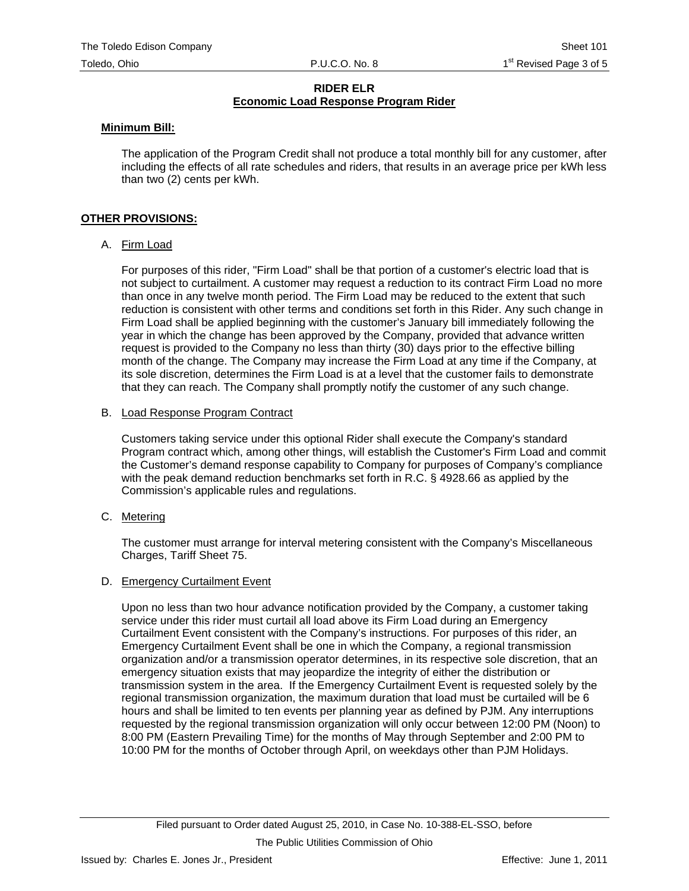**RIDER ELR**
**Economic Load Response Program Rider**

**Minimum Bill:**

The application of the Program Credit shall not produce a total monthly bill for any customer, after including the effects of all rate schedules and riders, that results in an average price per kWh less than two (2) cents per kWh.

**OTHER PROVISIONS:**

A. Firm Load

For purposes of this rider, "Firm Load" shall be that portion of a customer's electric load that is not subject to curtailment. A customer may request a reduction to its contract Firm Load no more than once in any twelve month period. The Firm Load may be reduced to the extent that such reduction is consistent with other terms and conditions set forth in this Rider. Any such change in Firm Load shall be applied beginning with the customer's January bill immediately following the year in which the change has been approved by the Company, provided that advance written request is provided to the Company no less than thirty (30) days prior to the effective billing month of the change. The Company may increase the Firm Load at any time if the Company, at its sole discretion, determines the Firm Load is at a level that the customer fails to demonstrate that they can reach. The Company shall promptly notify the customer of any such change.

B. Load Response Program Contract

Customers taking service under this optional Rider shall execute the Company's standard Program contract which, among other things, will establish the Customer's Firm Load and commit the Customer's demand response capability to Company for purposes of Company's compliance with the peak demand reduction benchmarks set forth in R.C. § 4928.66 as applied by the Commission's applicable rules and regulations.

C. Metering

The customer must arrange for interval metering consistent with the Company's Miscellaneous Charges, Tariff Sheet 75.

D. Emergency Curtailment Event

Upon no less than two hour advance notification provided by the Company, a customer taking service under this rider must curtail all load above its Firm Load during an Emergency Curtailment Event consistent with the Company's instructions. For purposes of this rider, an Emergency Curtailment Event shall be one in which the Company, a regional transmission organization and/or a transmission operator determines, in its respective sole discretion, that an emergency situation exists that may jeopardize the integrity of either the distribution or transmission system in the area. If the Emergency Curtailment Event is requested solely by the regional transmission organization, the maximum duration that load must be curtailed will be 6 hours and shall be limited to ten events per planning year as defined by PJM. Any interruptions requested by the regional transmission organization will only occur between 12:00 PM (Noon) to 8:00 PM (Eastern Prevailing Time) for the months of May through September and 2:00 PM to 10:00 PM for the months of October through April, on weekdays other than PJM Holidays.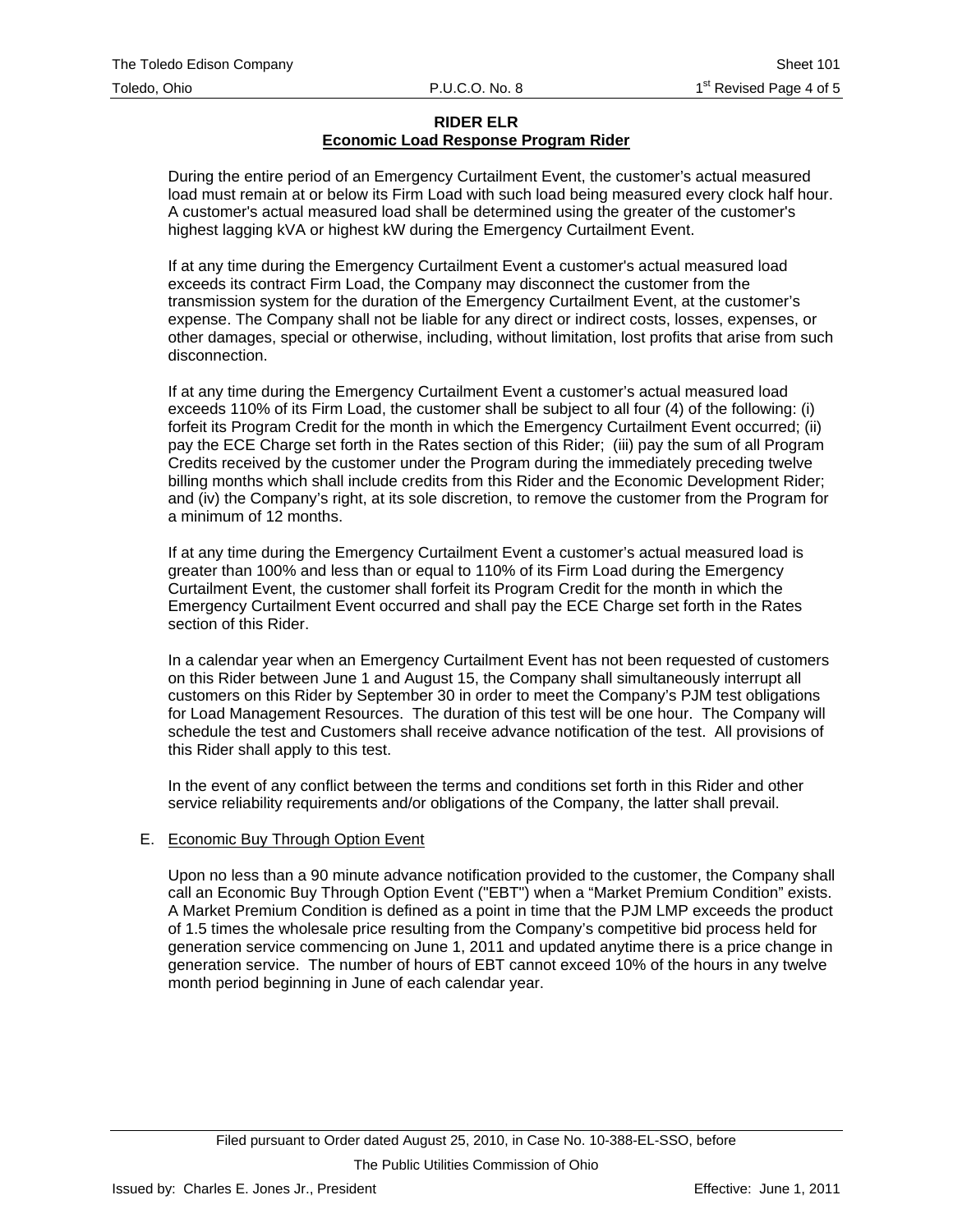**RIDER ELR**
**Economic Load Response Program Rider**

During the entire period of an Emergency Curtailment Event, the customer's actual measured load must remain at or below its Firm Load with such load being measured every clock half hour. A customer's actual measured load shall be determined using the greater of the customer's highest lagging kVA or highest kW during the Emergency Curtailment Event.

If at any time during the Emergency Curtailment Event a customer's actual measured load exceeds its contract Firm Load, the Company may disconnect the customer from the transmission system for the duration of the Emergency Curtailment Event, at the customer's expense. The Company shall not be liable for any direct or indirect costs, losses, expenses, or other damages, special or otherwise, including, without limitation, lost profits that arise from such disconnection.

If at any time during the Emergency Curtailment Event a customer's actual measured load exceeds 110% of its Firm Load, the customer shall be subject to all four (4) of the following: (i) forfeit its Program Credit for the month in which the Emergency Curtailment Event occurred; (ii) pay the ECE Charge set forth in the Rates section of this Rider; (iii) pay the sum of all Program Credits received by the customer under the Program during the immediately preceding twelve billing months which shall include credits from this Rider and the Economic Development Rider; and (iv) the Company's right, at its sole discretion, to remove the customer from the Program for a minimum of 12 months.

If at any time during the Emergency Curtailment Event a customer's actual measured load is greater than 100% and less than or equal to 110% of its Firm Load during the Emergency Curtailment Event, the customer shall forfeit its Program Credit for the month in which the Emergency Curtailment Event occurred and shall pay the ECE Charge set forth in the Rates section of this Rider.

In a calendar year when an Emergency Curtailment Event has not been requested of customers on this Rider between June 1 and August 15, the Company shall simultaneously interrupt all customers on this Rider by September 30 in order to meet the Company's PJM test obligations for Load Management Resources. The duration of this test will be one hour. The Company will schedule the test and Customers shall receive advance notification of the test. All provisions of this Rider shall apply to this test.

In the event of any conflict between the terms and conditions set forth in this Rider and other service reliability requirements and/or obligations of the Company, the latter shall prevail.

E. Economic Buy Through Option Event

Upon no less than a 90 minute advance notification provided to the customer, the Company shall call an Economic Buy Through Option Event ("EBT") when a "Market Premium Condition" exists. A Market Premium Condition is defined as a point in time that the PJM LMP exceeds the product of 1.5 times the wholesale price resulting from the Company's competitive bid process held for generation service commencing on June 1, 2011 and updated anytime there is a price change in generation service. The number of hours of EBT cannot exceed 10% of the hours in any twelve month period beginning in June of each calendar year.

Filed pursuant to Order dated August 25, 2010, in Case No. 10-388-EL-SSO, before The Public Utilities Commission of Ohio

Issued by: Charles E. Jones Jr., President

Effective: June 1, 2011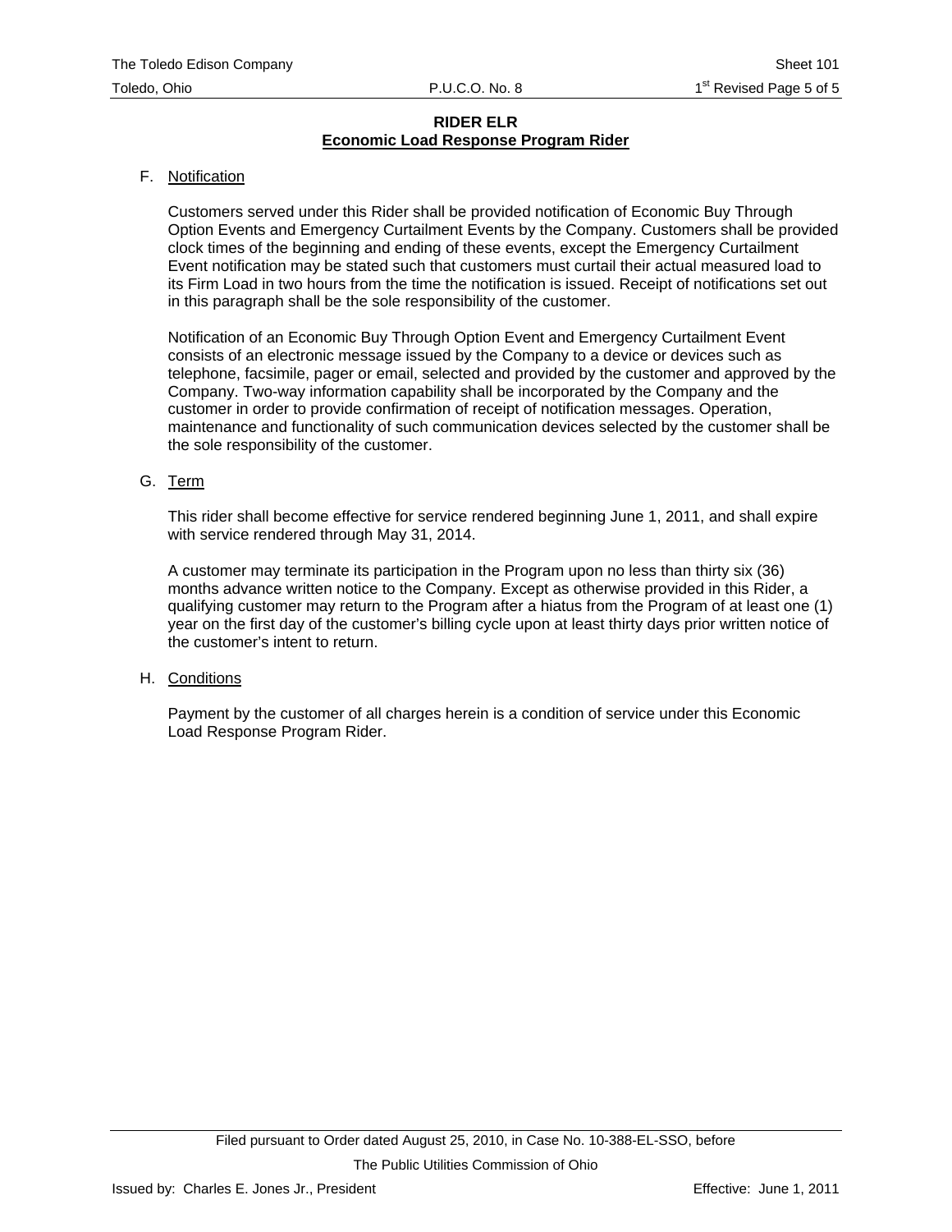**RIDER ELR**
**Economic Load Response Program Rider**

F. Notification

Customers served under this Rider shall be provided notification of Economic Buy Through Option Events and Emergency Curtailment Events by the Company. Customers shall be provided clock times of the beginning and ending of these events, except the Emergency Curtailment Event notification may be stated such that customers must curtail their actual measured load to its Firm Load in two hours from the time the notification is issued. Receipt of notifications set out in this paragraph shall be the sole responsibility of the customer.

Notification of an Economic Buy Through Option Event and Emergency Curtailment Event consists of an electronic message issued by the Company to a device or devices such as telephone, facsimile, pager or email, selected and provided by the customer and approved by the Company. Two-way information capability shall be incorporated by the Company and the customer in order to provide confirmation of receipt of notification messages. Operation, maintenance and functionality of such communication devices selected by the customer shall be the sole responsibility of the customer.

G. Term

This rider shall become effective for service rendered beginning June 1, 2011, and shall expire with service rendered through May 31, 2014.

A customer may terminate its participation in the Program upon no less than thirty six (36) months advance written notice to the Company. Except as otherwise provided in this Rider, a qualifying customer may return to the Program after a hiatus from the Program of at least one (1) year on the first day of the customer's billing cycle upon at least thirty days prior written notice of the customer's intent to return.

H. Conditions

Payment by the customer of all charges herein is a condition of service under this Economic Load Response Program Rider.

Filed pursuant to Order dated August 25, 2010, in Case No. 10-388-EL-SSO, before The Public Utilities Commission of Ohio

Issued by: Charles E. Jones Jr., President

Effective: June 1, 2011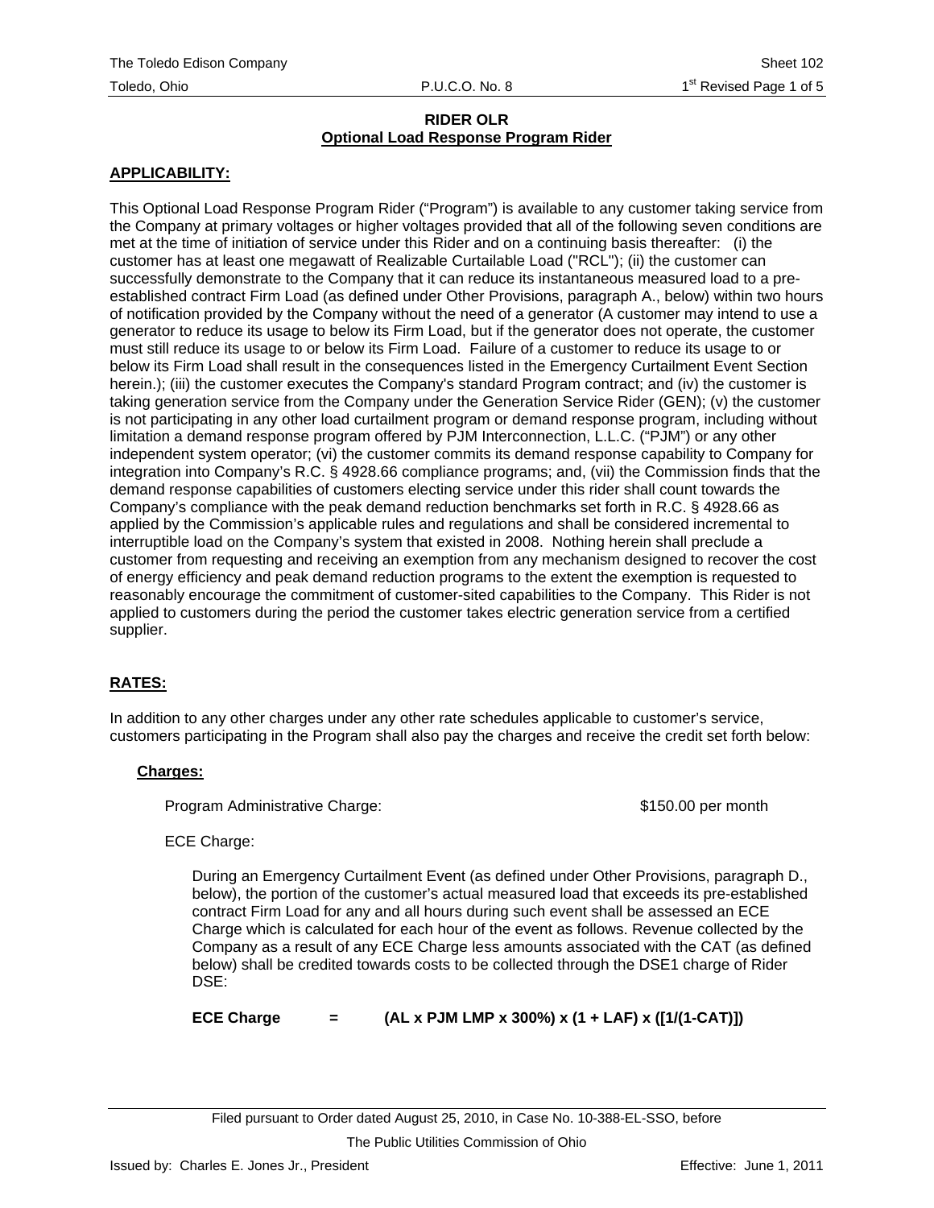# RIDER OLR
## Optional Load Response Program Rider

**APPLICABILITY:**

This Optional Load Response Program Rider ("Program") is available to any customer taking service from the Company at primary voltages or higher voltages provided that all of the following seven conditions are met at the time of initiation of service under this Rider and on a continuing basis thereafter: (i) the customer has at least one megawatt of Realizable Curtailable Load ("RCL"); (ii) the customer can successfully demonstrate to the Company that it can reduce its instantaneous measured load to a pre-established contract Firm Load (as defined under Other Provisions, paragraph A., below) within two hours of notification provided by the Company without the need of a generator (A customer may intend to use a generator to reduce its usage to below its Firm Load, but if the generator does not operate, the customer must still reduce its usage to or below its Firm Load. Failure of a customer to reduce its usage to or below its Firm Load shall result in the consequences listed in the Emergency Curtailment Event Section herein.); (iii) the customer executes the Company's standard Program contract; and (iv) the customer is taking generation service from the Company under the Generation Service Rider (GEN); (v) the customer is not participating in any other load curtailment program or demand response program, including without limitation a demand response program offered by PJM Interconnection, L.L.C. ("PJM") or any other independent system operator; (vi) the customer commits its demand response capability to Company for integration into Company's R.C. § 4928.66 compliance programs; and, (vii) the Commission finds that the demand response capabilities of customers electing service under this rider shall count towards the Company's compliance with the peak demand reduction benchmarks set forth in R.C. § 4928.66 as applied by the Commission's applicable rules and regulations and shall be considered incremental to interruptible load on the Company's system that existed in 2008. Nothing herein shall preclude a customer from requesting and receiving an exemption from any mechanism designed to recover the cost of energy efficiency and peak demand reduction programs to the extent the exemption is requested to reasonably encourage the commitment of customer-sited capabilities to the Company. This Rider is not applied to customers during the period the customer takes electric generation service from a certified supplier.

**RATES:**

In addition to any other charges under any other rate schedules applicable to customer's service, customers participating in the Program shall also pay the charges and receive the credit set forth below:

**Charges:**

Program Administrative Charge: $150.00 per month

ECE Charge:

During an Emergency Curtailment Event (as defined under Other Provisions, paragraph D., below), the portion of the customer's actual measured load that exceeds its pre-established contract Firm Load for any and all hours during such event shall be assessed an ECE Charge which is calculated for each hour of the event as follows. Revenue collected by the Company as a result of any ECE Charge less amounts associated with the CAT (as defined below) shall be credited towards costs to be collected through the DSE1 charge of Rider DSE:

**ECE Charge = (AL x PJM LMP x 300%) x (1 + LAF) x ([1/(1-CAT)])**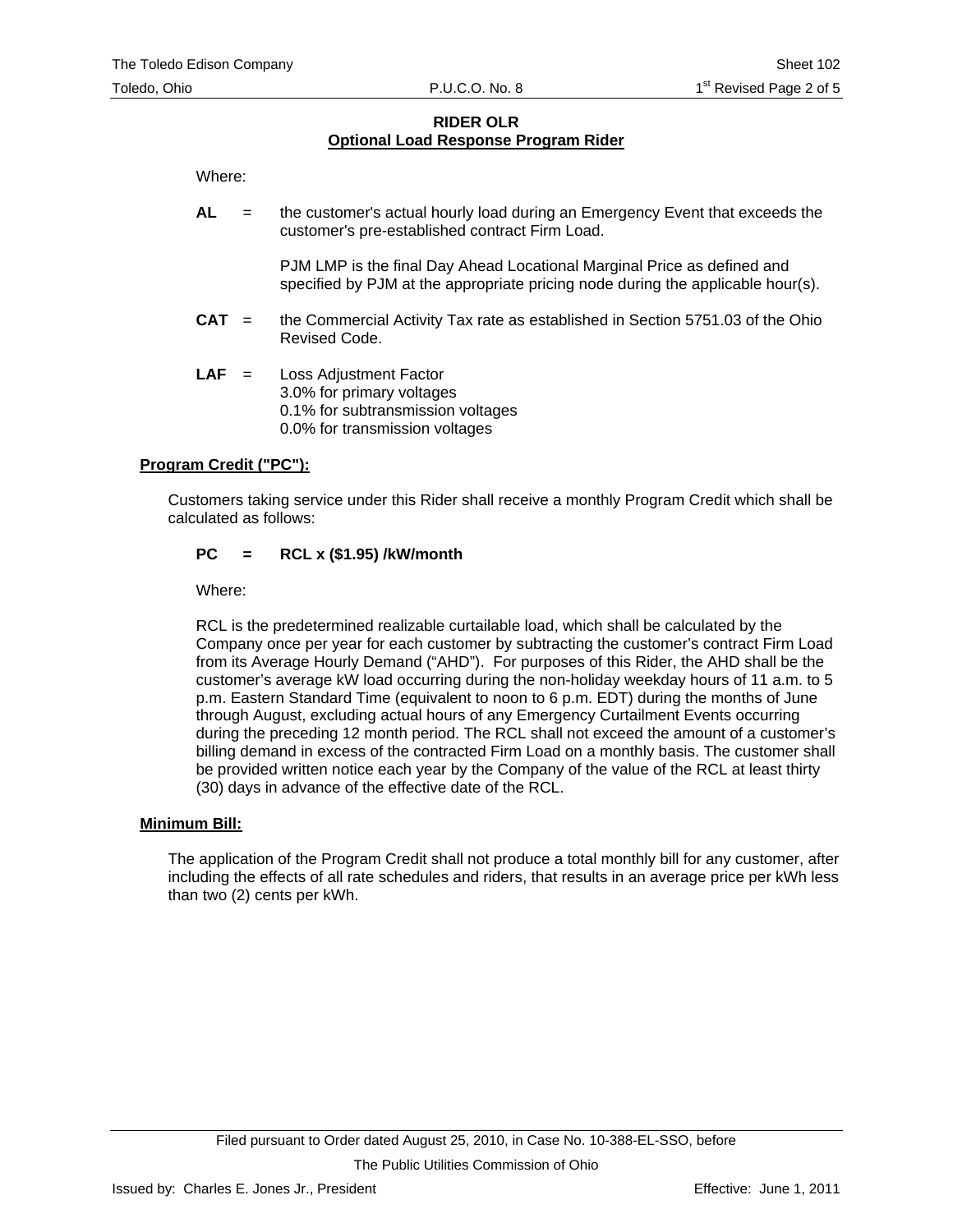**RIDER OLR**
**Optional Load Response Program Rider**

Where:

**AL** = the customer's actual hourly load during an Emergency Event that exceeds the customer's pre-established contract Firm Load.

PJM LMP is the final Day Ahead Locational Marginal Price as defined and specified by PJM at the appropriate pricing node during the applicable hour(s).

**CAT** = the Commercial Activity Tax rate as established in Section 5751.03 of the Ohio Revised Code.

**LAF** = Loss Adjustment Factor
3.0% for primary voltages
0.1% for subtransmission voltages
0.0% for transmission voltages

**Program Credit ("PC"):**

Customers taking service under this Rider shall receive a monthly Program Credit which shall be calculated as follows:

**PC = RCL x ($1.95) /kW/month**

Where:

RCL is the predetermined realizable curtailable load, which shall be calculated by the Company once per year for each customer by subtracting the customer's contract Firm Load from its Average Hourly Demand ("AHD"). For purposes of this Rider, the AHD shall be the customer's average kW load occurring during the non-holiday weekday hours of 11 a.m. to 5 p.m. Eastern Standard Time (equivalent to noon to 6 p.m. EDT) during the months of June through August, excluding actual hours of any Emergency Curtailment Events occurring during the preceding 12 month period. The RCL shall not exceed the amount of a customer's billing demand in excess of the contracted Firm Load on a monthly basis. The customer shall be provided written notice each year by the Company of the value of the RCL at least thirty (30) days in advance of the effective date of the RCL.

**Minimum Bill:**

The application of the Program Credit shall not produce a total monthly bill for any customer, after including the effects of all rate schedules and riders, that results in an average price per kWh less than two (2) cents per kWh.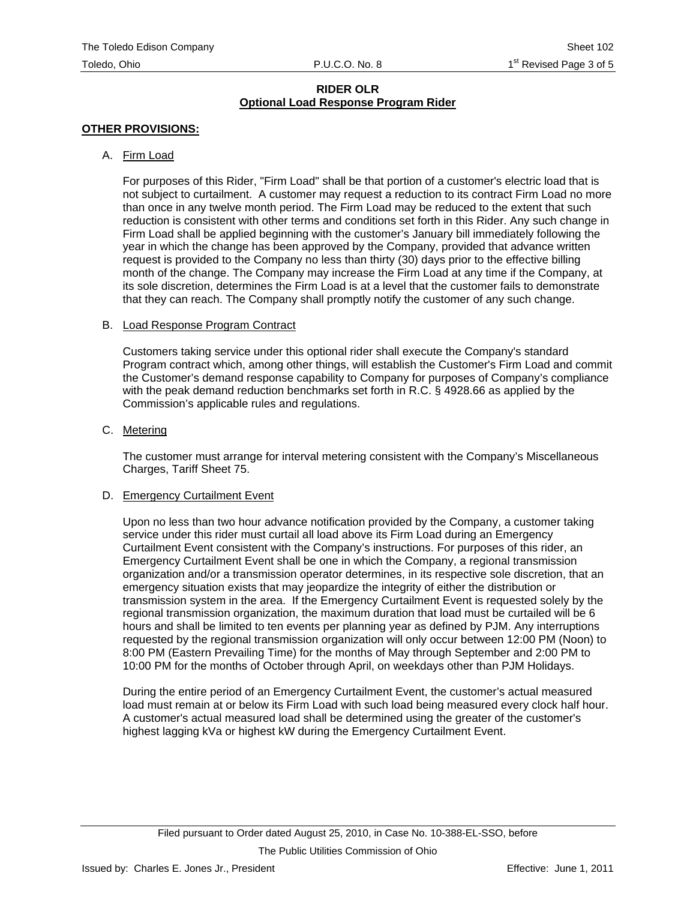**RIDER OLR**

**Optional Load Response Program Rider**

**OTHER PROVISIONS:**

A. Firm Load

For purposes of this Rider, "Firm Load" shall be that portion of a customer's electric load that is not subject to curtailment. A customer may request a reduction to its contract Firm Load no more than once in any twelve month period. The Firm Load may be reduced to the extent that such reduction is consistent with other terms and conditions set forth in this Rider. Any such change in Firm Load shall be applied beginning with the customer's January bill immediately following the year in which the change has been approved by the Company, provided that advance written request is provided to the Company no less than thirty (30) days prior to the effective billing month of the change. The Company may increase the Firm Load at any time if the Company, at its sole discretion, determines the Firm Load is at a level that the customer fails to demonstrate that they can reach. The Company shall promptly notify the customer of any such change.

B. Load Response Program Contract

Customers taking service under this optional rider shall execute the Company's standard Program contract which, among other things, will establish the Customer's Firm Load and commit the Customer's demand response capability to Company for purposes of Company's compliance with the peak demand reduction benchmarks set forth in R.C. § 4928.66 as applied by the Commission's applicable rules and regulations.

C. Metering

The customer must arrange for interval metering consistent with the Company's Miscellaneous Charges, Tariff Sheet 75.

D. Emergency Curtailment Event

Upon no less than two hour advance notification provided by the Company, a customer taking service under this rider must curtail all load above its Firm Load during an Emergency Curtailment Event consistent with the Company's instructions. For purposes of this rider, an Emergency Curtailment Event shall be one in which the Company, a regional transmission organization and/or a transmission operator determines, in its respective sole discretion, that an emergency situation exists that may jeopardize the integrity of either the distribution or transmission system in the area. If the Emergency Curtailment Event is requested solely by the regional transmission organization, the maximum duration that load must be curtailed will be 6 hours and shall be limited to ten events per planning year as defined by PJM. Any interruptions requested by the regional transmission organization will only occur between 12:00 PM (Noon) to 8:00 PM (Eastern Prevailing Time) for the months of May through September and 2:00 PM to 10:00 PM for the months of October through April, on weekdays other than PJM Holidays.

During the entire period of an Emergency Curtailment Event, the customer's actual measured load must remain at or below its Firm Load with such load being measured every clock half hour. A customer's actual measured load shall be determined using the greater of the customer's highest lagging kVa or highest kW during the Emergency Curtailment Event.

Filed pursuant to Order dated August 25, 2010, in Case No. 10-388-EL-SSO, before The Public Utilities Commission of Ohio

Issued by: Charles E. Jones Jr., President

Effective: June 1, 2011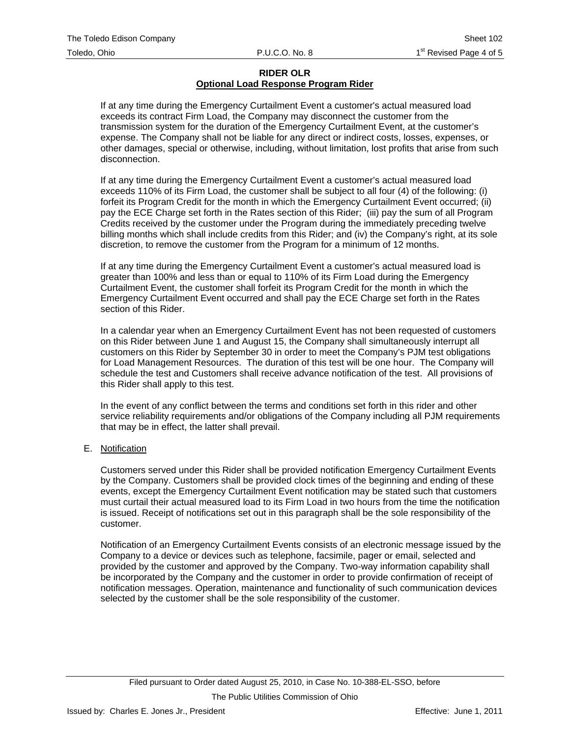**RIDER OLR**
**Optional Load Response Program Rider**

If at any time during the Emergency Curtailment Event a customer's actual measured load exceeds its contract Firm Load, the Company may disconnect the customer from the transmission system for the duration of the Emergency Curtailment Event, at the customer's expense. The Company shall not be liable for any direct or indirect costs, losses, expenses, or other damages, special or otherwise, including, without limitation, lost profits that arise from such disconnection.

If at any time during the Emergency Curtailment Event a customer's actual measured load exceeds 110% of its Firm Load, the customer shall be subject to all four (4) of the following: (i) forfeit its Program Credit for the month in which the Emergency Curtailment Event occurred; (ii) pay the ECE Charge set forth in the Rates section of this Rider; (iii) pay the sum of all Program Credits received by the customer under the Program during the immediately preceding twelve billing months which shall include credits from this Rider; and (iv) the Company's right, at its sole discretion, to remove the customer from the Program for a minimum of 12 months.

If at any time during the Emergency Curtailment Event a customer's actual measured load is greater than 100% and less than or equal to 110% of its Firm Load during the Emergency Curtailment Event, the customer shall forfeit its Program Credit for the month in which the Emergency Curtailment Event occurred and shall pay the ECE Charge set forth in the Rates section of this Rider.

In a calendar year when an Emergency Curtailment Event has not been requested of customers on this Rider between June 1 and August 15, the Company shall simultaneously interrupt all customers on this Rider by September 30 in order to meet the Company's PJM test obligations for Load Management Resources. The duration of this test will be one hour. The Company will schedule the test and Customers shall receive advance notification of the test. All provisions of this Rider shall apply to this test.

In the event of any conflict between the terms and conditions set forth in this rider and other service reliability requirements and/or obligations of the Company including all PJM requirements that may be in effect, the latter shall prevail.

E. Notification

Customers served under this Rider shall be provided notification Emergency Curtailment Events by the Company. Customers shall be provided clock times of the beginning and ending of these events, except the Emergency Curtailment Event notification may be stated such that customers must curtail their actual measured load to its Firm Load in two hours from the time the notification is issued. Receipt of notifications set out in this paragraph shall be the sole responsibility of the customer.

Notification of an Emergency Curtailment Events consists of an electronic message issued by the Company to a device or devices such as telephone, facsimile, pager or email, selected and provided by the customer and approved by the Company. Two-way information capability shall be incorporated by the Company and the customer in order to provide confirmation of receipt of notification messages. Operation, maintenance and functionality of such communication devices selected by the customer shall be the sole responsibility of the customer.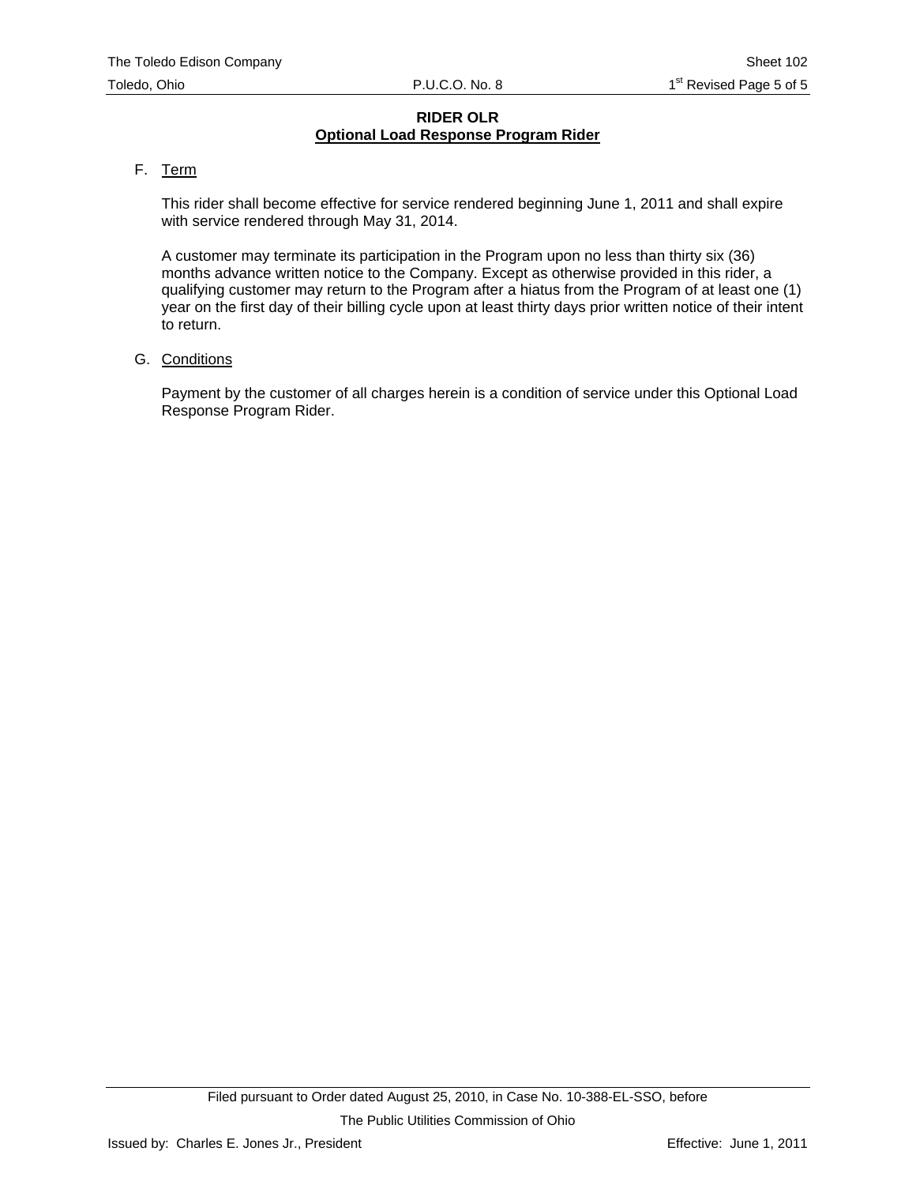**RIDER OLR**
**Optional Load Response Program Rider**

F. Term

This rider shall become effective for service rendered beginning June 1, 2011 and shall expire with service rendered through May 31, 2014.

A customer may terminate its participation in the Program upon no less than thirty six (36) months advance written notice to the Company. Except as otherwise provided in this rider, a qualifying customer may return to the Program after a hiatus from the Program of at least one (1) year on the first day of their billing cycle upon at least thirty days prior written notice of their intent to return.

G. Conditions

Payment by the customer of all charges herein is a condition of service under this Optional Load Response Program Rider.

Filed pursuant to Order dated August 25, 2010, in Case No. 10-388-EL-SSO, before The Public Utilities Commission of Ohio

Issued by: Charles E. Jones Jr., President

Effective: June 1, 2011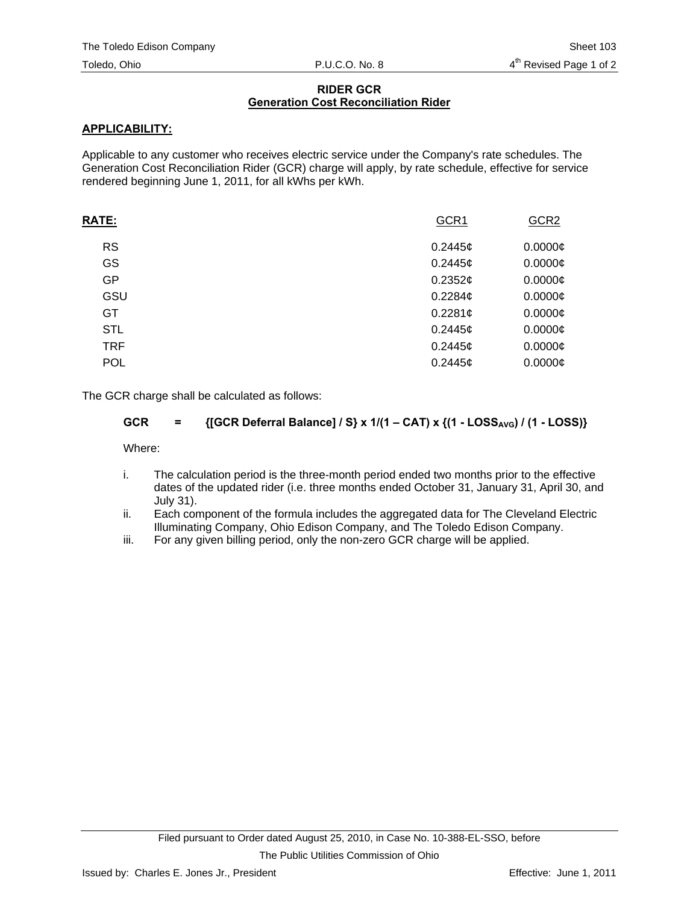# RIDER GCR
## Generation Cost Reconciliation Rider

**APPLICABILITY:**

Applicable to any customer who receives electric service under the Company's rate schedules. The Generation Cost Reconciliation Rider (GCR) charge will apply, by rate schedule, effective for service rendered beginning June 1, 2011, for all kWhs per kWh.

| **RATE:** | GCR1 | GCR2 |
|---|---|---|
| RS | 0.2445¢ | 0.0000¢ |
| GS | 0.2445¢ | 0.0000¢ |
| GP | 0.2352¢ | 0.0000¢ |
| GSU | 0.2284¢ | 0.0000¢ |
| GT | 0.2281¢ | 0.0000¢ |
| STL | 0.2445¢ | 0.0000¢ |
| TRF | 0.2445¢ | 0.0000¢ |
| POL | 0.2445¢ | 0.0000¢ |

The GCR charge shall be calculated as follows:

$$\textbf{GCR} = \{[\text{GCR Deferral Balance}] / S\} \times 1/(1 - CAT) \times \{(1 - LOSS_{AVG}) / (1 - LOSS)\}$$

Where:

i. The calculation period is the three-month period ended two months prior to the effective dates of the updated rider (i.e. three months ended October 31, January 31, April 30, and July 31).
ii. Each component of the formula includes the aggregated data for The Cleveland Electric Illuminating Company, Ohio Edison Company, and The Toledo Edison Company.
iii. For any given billing period, only the non-zero GCR charge will be applied.

Filed pursuant to Order dated August 25, 2010, in Case No. 10-388-EL-SSO, before The Public Utilities Commission of Ohio

Issued by: Charles E. Jones Jr., President

Effective: June 1, 2011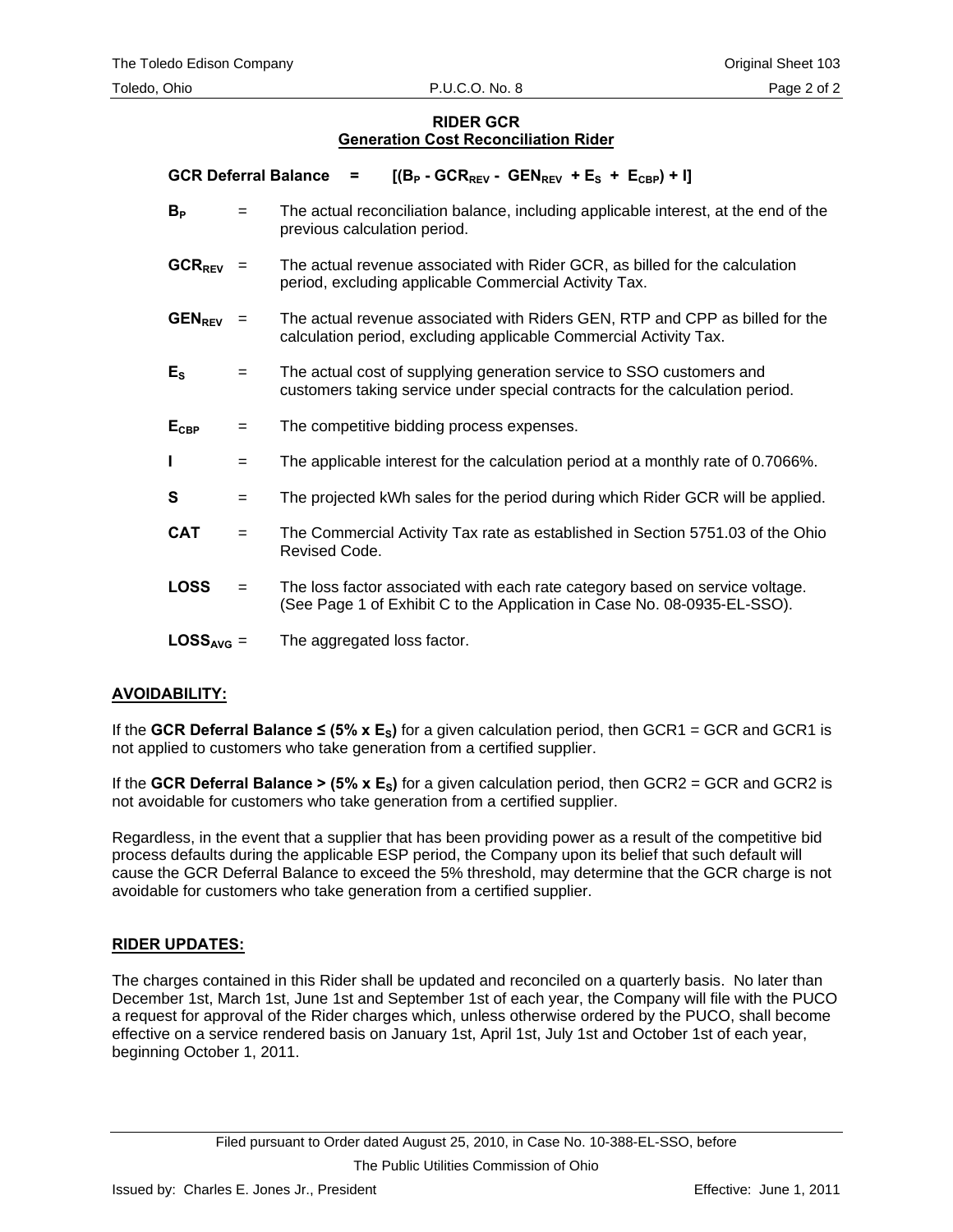**RIDER GCR**
**Generation Cost Reconciliation Rider**

**GCR Deferral Balance** = $[(B_P - GCR_{REV} - GEN_{REV} + E_S + E_{CBP}) + I]$

$B_P$ = The actual reconciliation balance, including applicable interest, at the end of the previous calculation period.

$GCR_{REV}$ = The actual revenue associated with Rider GCR, as billed for the calculation period, excluding applicable Commercial Activity Tax.

$GEN_{REV}$ = The actual revenue associated with Riders GEN, RTP and CPP as billed for the calculation period, excluding applicable Commercial Activity Tax.

$E_S$ = The actual cost of supplying generation service to SSO customers and customers taking service under special contracts for the calculation period.

$E_{CBP}$ = The competitive bidding process expenses.

**I** = The applicable interest for the calculation period at a monthly rate of 0.7066%.

**S** = The projected kWh sales for the period during which Rider GCR will be applied.

**CAT** = The Commercial Activity Tax rate as established in Section 5751.03 of the Ohio Revised Code.

**LOSS** = The loss factor associated with each rate category based on service voltage. (See Page 1 of Exhibit C to the Application in Case No. 08-0935-EL-SSO).

$LOSS_{AVG}$ = The aggregated loss factor.

**AVOIDABILITY:**

If the **GCR Deferral Balance ≤ (5% x $E_S$)** for a given calculation period, then GCR1 = GCR and GCR1 is not applied to customers who take generation from a certified supplier.

If the **GCR Deferral Balance > (5% x $E_S$)** for a given calculation period, then GCR2 = GCR and GCR2 is not avoidable for customers who take generation from a certified supplier.

Regardless, in the event that a supplier that has been providing power as a result of the competitive bid process defaults during the applicable ESP period, the Company upon its belief that such default will cause the GCR Deferral Balance to exceed the 5% threshold, may determine that the GCR charge is not avoidable for customers who take generation from a certified supplier.

**RIDER UPDATES:**

The charges contained in this Rider shall be updated and reconciled on a quarterly basis. No later than December 1st, March 1st, June 1st and September 1st of each year, the Company will file with the PUCO a request for approval of the Rider charges which, unless otherwise ordered by the PUCO, shall become effective on a service rendered basis on January 1st, April 1st, July 1st and October 1st of each year, beginning October 1, 2011.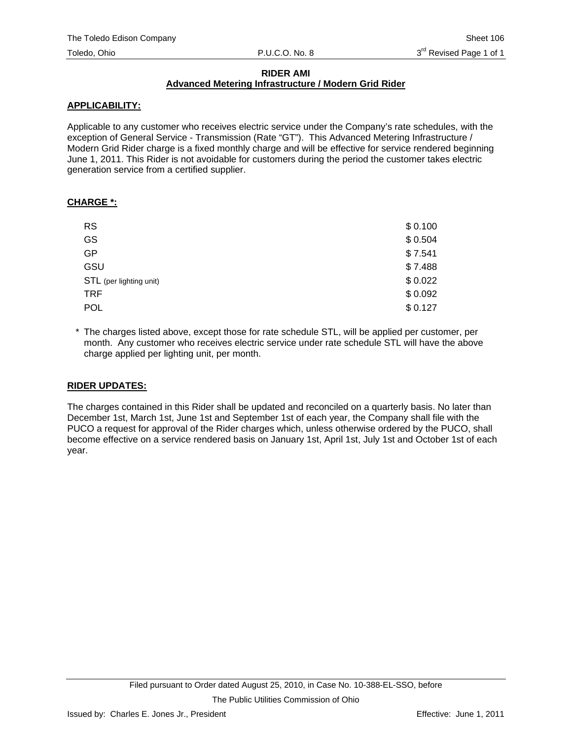# RIDER AMI
## Advanced Metering Infrastructure / Modern Grid Rider

**APPLICABILITY:**

Applicable to any customer who receives electric service under the Company's rate schedules, with the exception of General Service - Transmission (Rate "GT"). This Advanced Metering Infrastructure / Modern Grid Rider charge is a fixed monthly charge and will be effective for service rendered beginning June 1, 2011. This Rider is not avoidable for customers during the period the customer takes electric generation service from a certified supplier.

**CHARGE *:**

| | |
|---|---|
| RS | $ 0.100 |
| GS | $ 0.504 |
| GP | $ 7.541 |
| GSU | $ 7.488 |
| STL (per lighting unit) | $ 0.022 |
| TRF | $ 0.092 |
| POL | $ 0.127 |

\* The charges listed above, except those for rate schedule STL, will be applied per customer, per month. Any customer who receives electric service under rate schedule STL will have the above charge applied per lighting unit, per month.

**RIDER UPDATES:**

The charges contained in this Rider shall be updated and reconciled on a quarterly basis. No later than December 1st, March 1st, June 1st and September 1st of each year, the Company shall file with the PUCO a request for approval of the Rider charges which, unless otherwise ordered by the PUCO, shall become effective on a service rendered basis on January 1st, April 1st, July 1st and October 1st of each year.

Filed pursuant to Order dated August 25, 2010, in Case No. 10-388-EL-SSO, before The Public Utilities Commission of Ohio

Issued by: Charles E. Jones Jr., President | Effective: June 1, 2011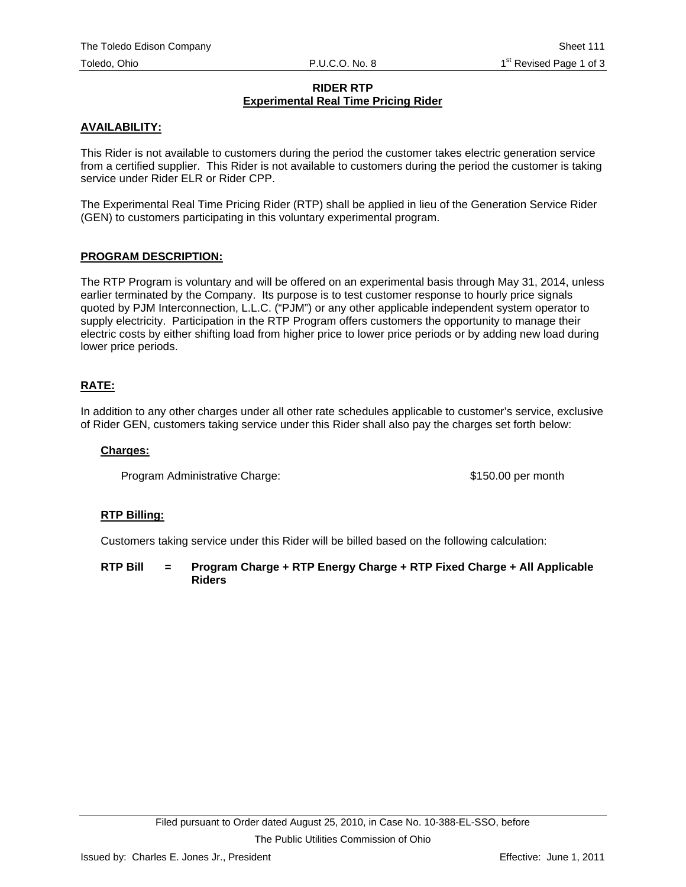# RIDER RTP
## Experimental Real Time Pricing Rider

**AVAILABILITY:**

This Rider is not available to customers during the period the customer takes electric generation service from a certified supplier. This Rider is not available to customers during the period the customer is taking service under Rider ELR or Rider CPP.

The Experimental Real Time Pricing Rider (RTP) shall be applied in lieu of the Generation Service Rider (GEN) to customers participating in this voluntary experimental program.

**PROGRAM DESCRIPTION:**

The RTP Program is voluntary and will be offered on an experimental basis through May 31, 2014, unless earlier terminated by the Company. Its purpose is to test customer response to hourly price signals quoted by PJM Interconnection, L.L.C. ("PJM") or any other applicable independent system operator to supply electricity. Participation in the RTP Program offers customers the opportunity to manage their electric costs by either shifting load from higher price to lower price periods or by adding new load during lower price periods.

**RATE:**

In addition to any other charges under all other rate schedules applicable to customer's service, exclusive of Rider GEN, customers taking service under this Rider shall also pay the charges set forth below:

**Charges:**

Program Administrative Charge: $150.00 per month

**RTP Billing:**

Customers taking service under this Rider will be billed based on the following calculation:

**RTP Bill = Program Charge + RTP Energy Charge + RTP Fixed Charge + All Applicable Riders**

Filed pursuant to Order dated August 25, 2010, in Case No. 10-388-EL-SSO, before The Public Utilities Commission of Ohio

Issued by: Charles E. Jones Jr., President

Effective: June 1, 2011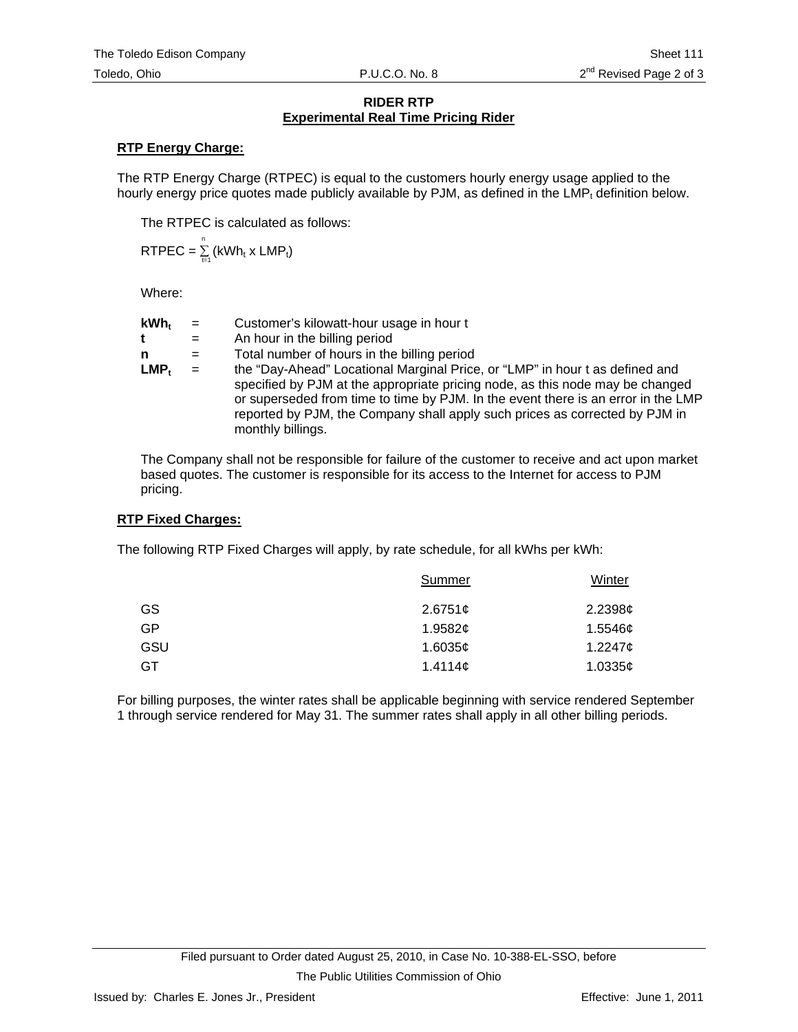## RIDER RTP
## Experimental Real Time Pricing Rider

### RTP Energy Charge:

The RTP Energy Charge (RTPEC) is equal to the customers hourly energy usage applied to the hourly energy price quotes made publicly available by PJM, as defined in the $LMP_t$ definition below.

The RTPEC is calculated as follows:

$$RTPEC = \sum_{t=1}^{n} (kWh_t \times LMP_t)$$

Where:

| | | |
|---|---|---|
| $kWh_t$ | = | Customer's kilowatt-hour usage in hour t |
| $t$ | = | An hour in the billing period |
| $n$ | = | Total number of hours in the billing period |
| $LMP_t$ | = | the "Day-Ahead" Locational Marginal Price, or "LMP" in hour t as defined and specified by PJM at the appropriate pricing node, as this node may be changed or superseded from time to time by PJM. In the event there is an error in the LMP reported by PJM, the Company shall apply such prices as corrected by PJM in monthly billings. |

The Company shall not be responsible for failure of the customer to receive and act upon market based quotes. The customer is responsible for its access to the Internet for access to PJM pricing.

### RTP Fixed Charges:

The following RTP Fixed Charges will apply, by rate schedule, for all kWhs per kWh:

| | Summer | Winter |
|---|---|---|
| GS | 2.6751¢ | 2.2398¢ |
| GP | 1.9582¢ | 1.5546¢ |
| GSU | 1.6035¢ | 1.2247¢ |
| GT | 1.4114¢ | 1.0335¢ |

For billing purposes, the winter rates shall be applicable beginning with service rendered September 1 through service rendered for May 31. The summer rates shall apply in all other billing periods.

Filed pursuant to Order dated August 25, 2010, in Case No. 10-388-EL-SSO, before The Public Utilities Commission of Ohio

Issued by: Charles E. Jones Jr., President

Effective: June 1, 2011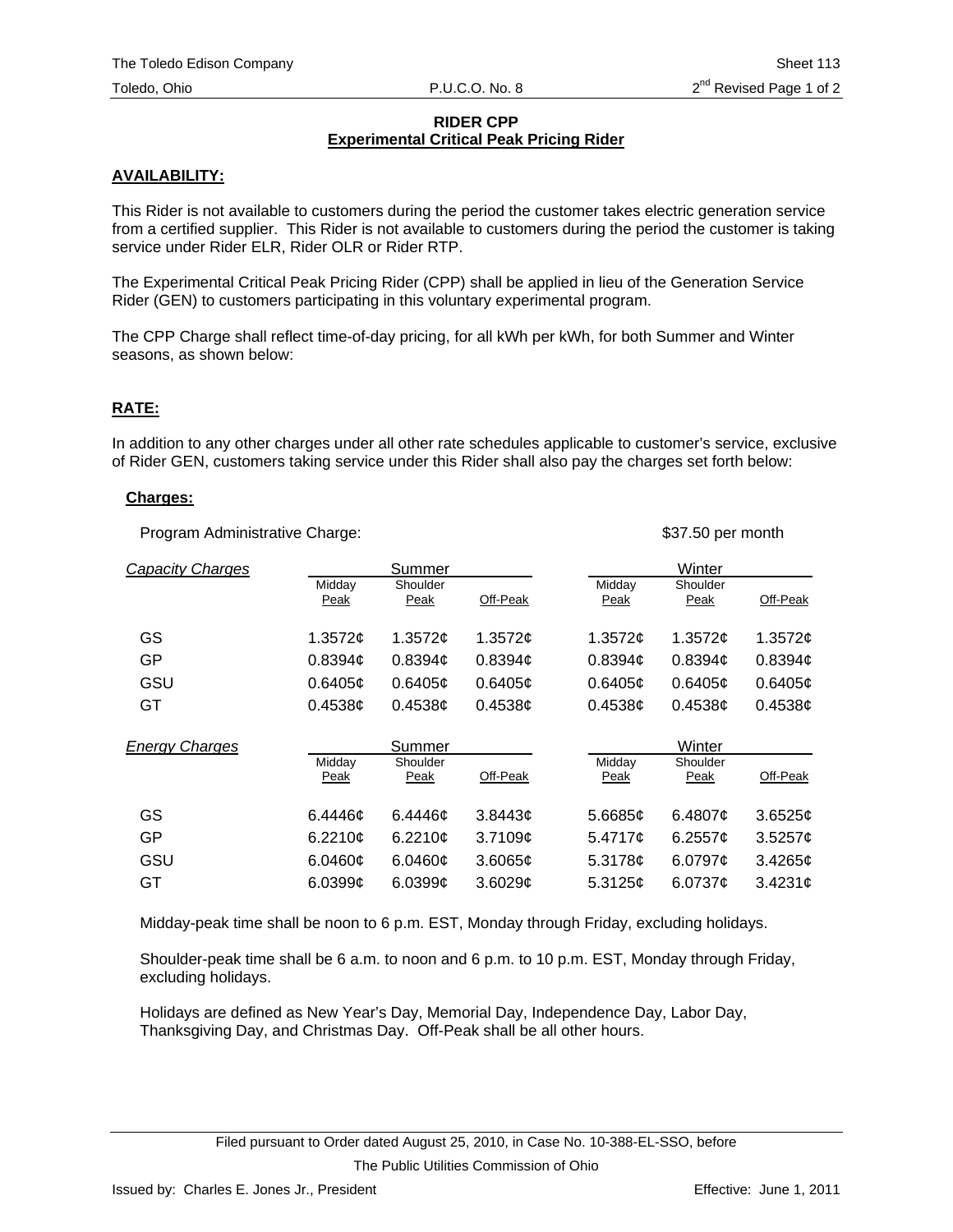The Toledo Edison Company
Toledo, Ohio
P.U.C.O. No. 8
Sheet 113
2nd Revised Page 1 of 2

## RIDER CPP
## Experimental Critical Peak Pricing Rider

**AVAILABILITY:**

This Rider is not available to customers during the period the customer takes electric generation service from a certified supplier. This Rider is not available to customers during the period the customer is taking service under Rider ELR, Rider OLR or Rider RTP.

The Experimental Critical Peak Pricing Rider (CPP) shall be applied in lieu of the Generation Service Rider (GEN) to customers participating in this voluntary experimental program.

The CPP Charge shall reflect time-of-day pricing, for all kWh per kWh, for both Summer and Winter seasons, as shown below:

**RATE:**

In addition to any other charges under all other rate schedules applicable to customer's service, exclusive of Rider GEN, customers taking service under this Rider shall also pay the charges set forth below:

**Charges:**

Program Administrative Charge: $37.50 per month

| *Capacity Charges* | Summer | | | Winter | | |
|---|---|---|---|---|---|---|
| | Midday Peak | Shoulder Peak | Off-Peak | Midday Peak | Shoulder Peak | Off-Peak |
| GS | 1.3572¢ | 1.3572¢ | 1.3572¢ | 1.3572¢ | 1.3572¢ | 1.3572¢ |
| GP | 0.8394¢ | 0.8394¢ | 0.8394¢ | 0.8394¢ | 0.8394¢ | 0.8394¢ |
| GSU | 0.6405¢ | 0.6405¢ | 0.6405¢ | 0.6405¢ | 0.6405¢ | 0.6405¢ |
| GT | 0.4538¢ | 0.4538¢ | 0.4538¢ | 0.4538¢ | 0.4538¢ | 0.4538¢ |

| *Energy Charges* | Summer | | | Winter | | |
|---|---|---|---|---|---|---|
| | Midday Peak | Shoulder Peak | Off-Peak | Midday Peak | Shoulder Peak | Off-Peak |
| GS | 6.4446¢ | 6.4446¢ | 3.8443¢ | 5.6685¢ | 6.4807¢ | 3.6525¢ |
| GP | 6.2210¢ | 6.2210¢ | 3.7109¢ | 5.4717¢ | 6.2557¢ | 3.5257¢ |
| GSU | 6.0460¢ | 6.0460¢ | 3.6065¢ | 5.3178¢ | 6.0797¢ | 3.4265¢ |
| GT | 6.0399¢ | 6.0399¢ | 3.6029¢ | 5.3125¢ | 6.0737¢ | 3.4231¢ |

Midday-peak time shall be noon to 6 p.m. EST, Monday through Friday, excluding holidays.

Shoulder-peak time shall be 6 a.m. to noon and 6 p.m. to 10 p.m. EST, Monday through Friday, excluding holidays.

Holidays are defined as New Year's Day, Memorial Day, Independence Day, Labor Day, Thanksgiving Day, and Christmas Day. Off-Peak shall be all other hours.

Filed pursuant to Order dated August 25, 2010, in Case No. 10-388-EL-SSO, before The Public Utilities Commission of Ohio

Issued by: Charles E. Jones Jr., President
Effective: June 1, 2011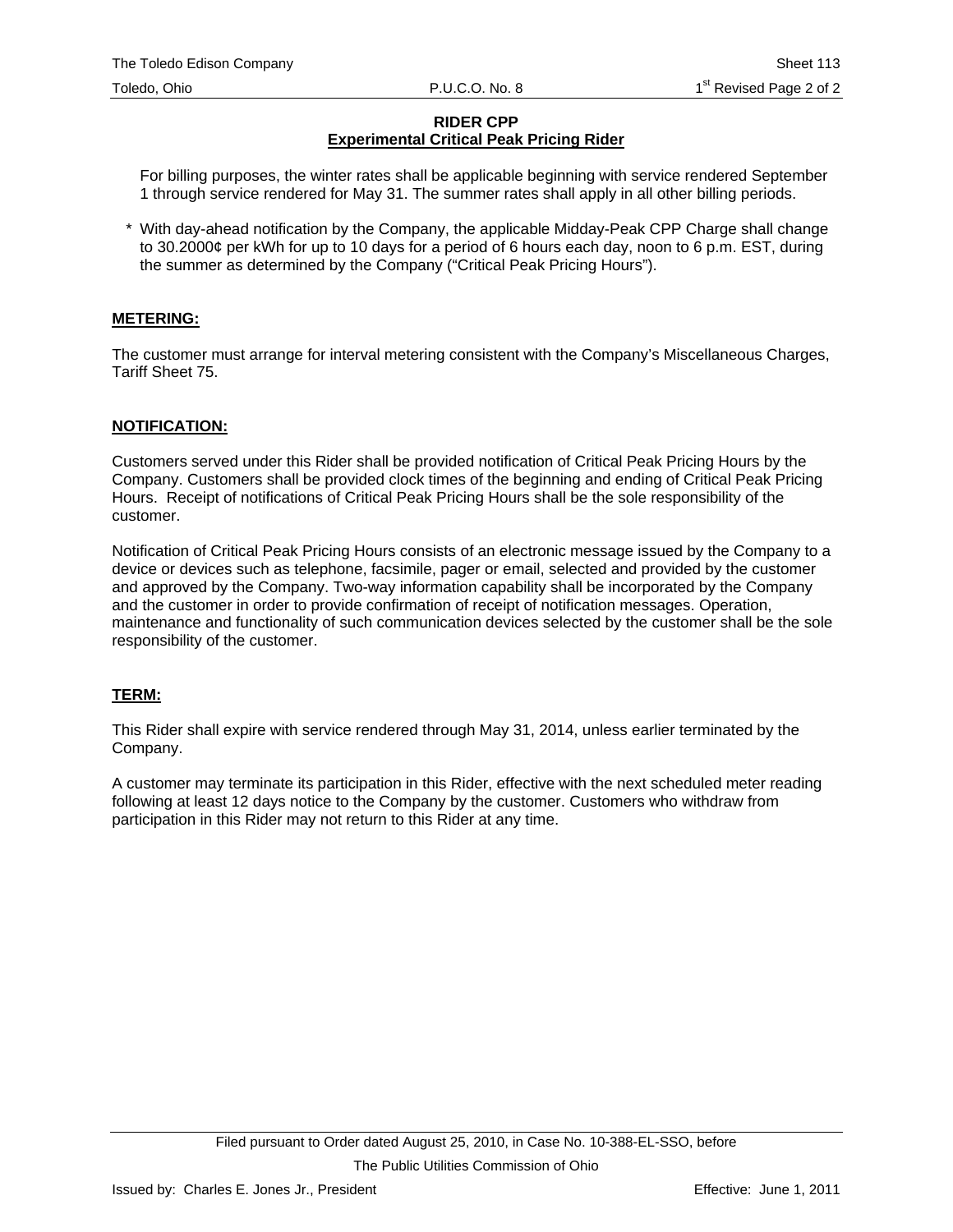**RIDER CPP**
**Experimental Critical Peak Pricing Rider**

For billing purposes, the winter rates shall be applicable beginning with service rendered September 1 through service rendered for May 31. The summer rates shall apply in all other billing periods.

* With day-ahead notification by the Company, the applicable Midday-Peak CPP Charge shall change to 30.2000¢ per kWh for up to 10 days for a period of 6 hours each day, noon to 6 p.m. EST, during the summer as determined by the Company ("Critical Peak Pricing Hours").

## METERING:

The customer must arrange for interval metering consistent with the Company's Miscellaneous Charges, Tariff Sheet 75.

## NOTIFICATION:

Customers served under this Rider shall be provided notification of Critical Peak Pricing Hours by the Company. Customers shall be provided clock times of the beginning and ending of Critical Peak Pricing Hours. Receipt of notifications of Critical Peak Pricing Hours shall be the sole responsibility of the customer.

Notification of Critical Peak Pricing Hours consists of an electronic message issued by the Company to a device or devices such as telephone, facsimile, pager or email, selected and provided by the customer and approved by the Company. Two-way information capability shall be incorporated by the Company and the customer in order to provide confirmation of receipt of notification messages. Operation, maintenance and functionality of such communication devices selected by the customer shall be the sole responsibility of the customer.

## TERM:

This Rider shall expire with service rendered through May 31, 2014, unless earlier terminated by the Company.

A customer may terminate its participation in this Rider, effective with the next scheduled meter reading following at least 12 days notice to the Company by the customer. Customers who withdraw from participation in this Rider may not return to this Rider at any time.

Filed pursuant to Order dated August 25, 2010, in Case No. 10-388-EL-SSO, before The Public Utilities Commission of Ohio

Issued by: Charles E. Jones Jr., President

Effective: June 1, 2011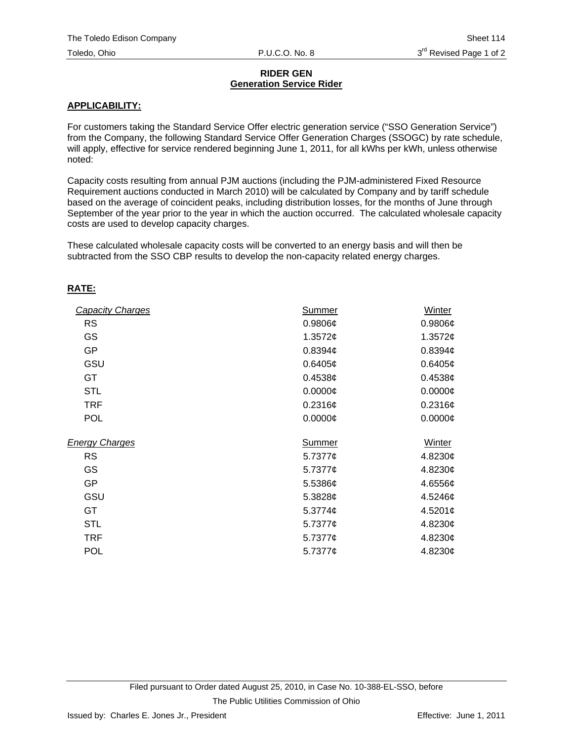**RIDER GEN**
**Generation Service Rider**

**APPLICABILITY:**

For customers taking the Standard Service Offer electric generation service ("SSO Generation Service") from the Company, the following Standard Service Offer Generation Charges (SSOGC) by rate schedule, will apply, effective for service rendered beginning June 1, 2011, for all kWhs per kWh, unless otherwise noted:

Capacity costs resulting from annual PJM auctions (including the PJM-administered Fixed Resource Requirement auctions conducted in March 2010) will be calculated by Company and by tariff schedule based on the average of coincident peaks, including distribution losses, for the months of June through September of the year prior to the year in which the auction occurred. The calculated wholesale capacity costs are used to develop capacity charges.

These calculated wholesale capacity costs will be converted to an energy basis and will then be subtracted from the SSO CBP results to develop the non-capacity related energy charges.

**RATE:**

| *Capacity Charges* | Summer | Winter |
|---|---|---|
| RS | 0.9806¢ | 0.9806¢ |
| GS | 1.3572¢ | 1.3572¢ |
| GP | 0.8394¢ | 0.8394¢ |
| GSU | 0.6405¢ | 0.6405¢ |
| GT | 0.4538¢ | 0.4538¢ |
| STL | 0.0000¢ | 0.0000¢ |
| TRF | 0.2316¢ | 0.2316¢ |
| POL | 0.0000¢ | 0.0000¢ |

| *Energy Charges* | Summer | Winter |
|---|---|---|
| RS | 5.7377¢ | 4.8230¢ |
| GS | 5.7377¢ | 4.8230¢ |
| GP | 5.5386¢ | 4.6556¢ |
| GSU | 5.3828¢ | 4.5246¢ |
| GT | 5.3774¢ | 4.5201¢ |
| STL | 5.7377¢ | 4.8230¢ |
| TRF | 5.7377¢ | 4.8230¢ |
| POL | 5.7377¢ | 4.8230¢ |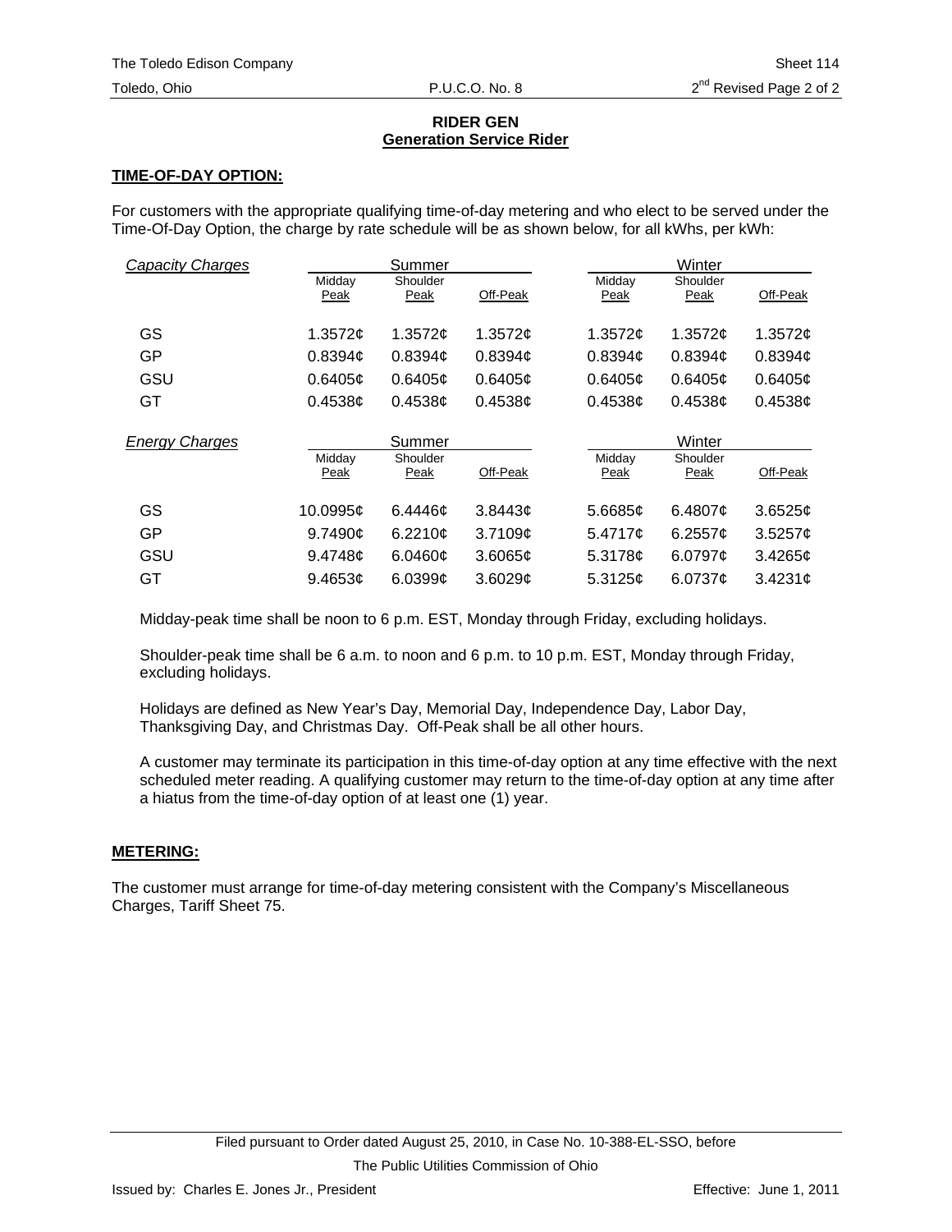## RIDER GEN
### Generation Service Rider

**TIME-OF-DAY OPTION:**

For customers with the appropriate qualifying time-of-day metering and who elect to be served under the Time-Of-Day Option, the charge by rate schedule will be as shown below, for all kWhs, per kWh:

| *Capacity Charges* | Summer | | | Winter | | |
|---|---|---|---|---|---|---|
| | Midday Peak | Shoulder Peak | Off-Peak | Midday Peak | Shoulder Peak | Off-Peak |
| GS | 1.3572¢ | 1.3572¢ | 1.3572¢ | 1.3572¢ | 1.3572¢ | 1.3572¢ |
| GP | 0.8394¢ | 0.8394¢ | 0.8394¢ | 0.8394¢ | 0.8394¢ | 0.8394¢ |
| GSU | 0.6405¢ | 0.6405¢ | 0.6405¢ | 0.6405¢ | 0.6405¢ | 0.6405¢ |
| GT | 0.4538¢ | 0.4538¢ | 0.4538¢ | 0.4538¢ | 0.4538¢ | 0.4538¢ |

| *Energy Charges* | Summer | | | Winter | | |
|---|---|---|---|---|---|---|
| | Midday Peak | Shoulder Peak | Off-Peak | Midday Peak | Shoulder Peak | Off-Peak |
| GS | 10.0995¢ | 6.4446¢ | 3.8443¢ | 5.6685¢ | 6.4807¢ | 3.6525¢ |
| GP | 9.7490¢ | 6.2210¢ | 3.7109¢ | 5.4717¢ | 6.2557¢ | 3.5257¢ |
| GSU | 9.4748¢ | 6.0460¢ | 3.6065¢ | 5.3178¢ | 6.0797¢ | 3.4265¢ |
| GT | 9.4653¢ | 6.0399¢ | 3.6029¢ | 5.3125¢ | 6.0737¢ | 3.4231¢ |

Midday-peak time shall be noon to 6 p.m. EST, Monday through Friday, excluding holidays.

Shoulder-peak time shall be 6 a.m. to noon and 6 p.m. to 10 p.m. EST, Monday through Friday, excluding holidays.

Holidays are defined as New Year's Day, Memorial Day, Independence Day, Labor Day, Thanksgiving Day, and Christmas Day. Off-Peak shall be all other hours.

A customer may terminate its participation in this time-of-day option at any time effective with the next scheduled meter reading. A qualifying customer may return to the time-of-day option at any time after a hiatus from the time-of-day option of at least one (1) year.

**METERING:**

The customer must arrange for time-of-day metering consistent with the Company's Miscellaneous Charges, Tariff Sheet 75.

Filed pursuant to Order dated August 25, 2010, in Case No. 10-388-EL-SSO, before The Public Utilities Commission of Ohio

Issued by: Charles E. Jones Jr., President

Effective: June 1, 2011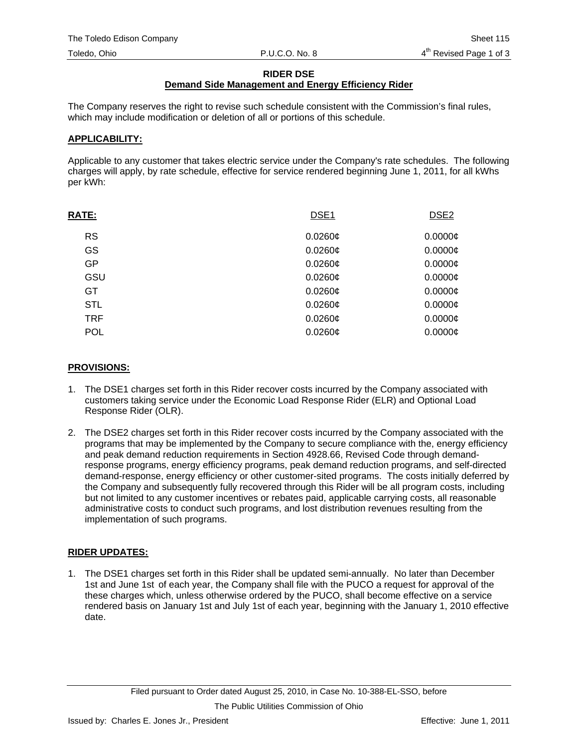## RIDER DSE
### Demand Side Management and Energy Efficiency Rider

The Company reserves the right to revise such schedule consistent with the Commission's final rules, which may include modification or deletion of all or portions of this schedule.

**APPLICABILITY:**

Applicable to any customer that takes electric service under the Company's rate schedules. The following charges will apply, by rate schedule, effective for service rendered beginning June 1, 2011, for all kWhs per kWh:

| RATE: | DSE1 | DSE2 |
|---|---|---|
| RS | 0.0260¢ | 0.0000¢ |
| GS | 0.0260¢ | 0.0000¢ |
| GP | 0.0260¢ | 0.0000¢ |
| GSU | 0.0260¢ | 0.0000¢ |
| GT | 0.0260¢ | 0.0000¢ |
| STL | 0.0260¢ | 0.0000¢ |
| TRF | 0.0260¢ | 0.0000¢ |
| POL | 0.0260¢ | 0.0000¢ |

**PROVISIONS:**

1. The DSE1 charges set forth in this Rider recover costs incurred by the Company associated with customers taking service under the Economic Load Response Rider (ELR) and Optional Load Response Rider (OLR).

2. The DSE2 charges set forth in this Rider recover costs incurred by the Company associated with the programs that may be implemented by the Company to secure compliance with the, energy efficiency and peak demand reduction requirements in Section 4928.66, Revised Code through demand-response programs, energy efficiency programs, peak demand reduction programs, and self-directed demand-response, energy efficiency or other customer-sited programs. The costs initially deferred by the Company and subsequently fully recovered through this Rider will be all program costs, including but not limited to any customer incentives or rebates paid, applicable carrying costs, all reasonable administrative costs to conduct such programs, and lost distribution revenues resulting from the implementation of such programs.

**RIDER UPDATES:**

1. The DSE1 charges set forth in this Rider shall be updated semi-annually. No later than December 1st and June 1st of each year, the Company shall file with the PUCO a request for approval of the these charges which, unless otherwise ordered by the PUCO, shall become effective on a service rendered basis on January 1st and July 1st of each year, beginning with the January 1, 2010 effective date.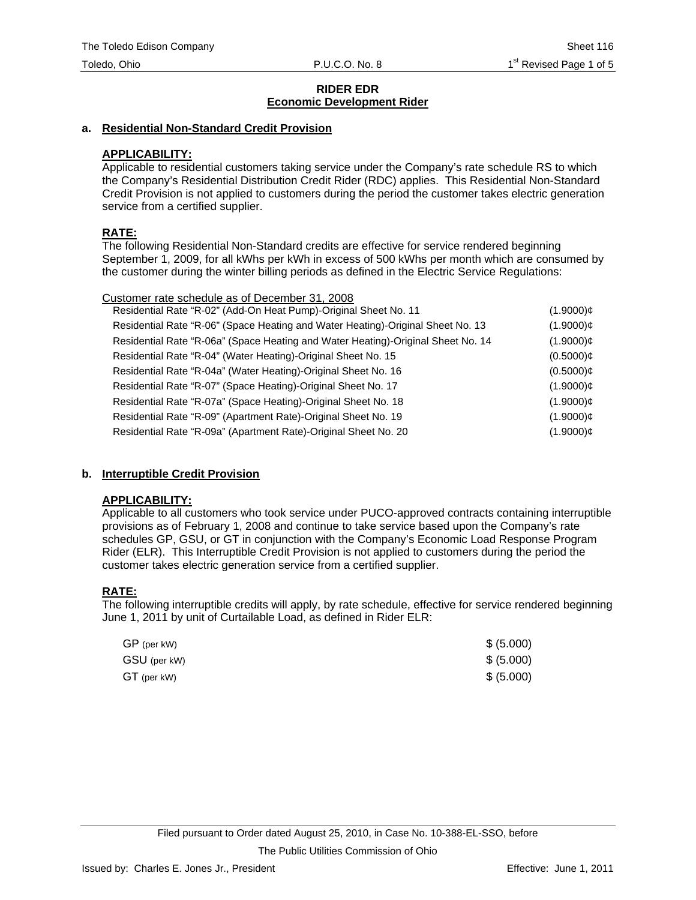# RIDER EDR
## Economic Development Rider

### a. Residential Non-Standard Credit Provision

**APPLICABILITY:**
Applicable to residential customers taking service under the Company's rate schedule RS to which the Company's Residential Distribution Credit Rider (RDC) applies. This Residential Non-Standard Credit Provision is not applied to customers during the period the customer takes electric generation service from a certified supplier.

**RATE:**
The following Residential Non-Standard credits are effective for service rendered beginning September 1, 2009, for all kWhs per kWh in excess of 500 kWhs per month which are consumed by the customer during the winter billing periods as defined in the Electric Service Regulations:

| Customer rate schedule as of December 31, 2008 | |
|---|---|
| Residential Rate "R-02" (Add-On Heat Pump)-Original Sheet No. 11 | (1.9000)¢ |
| Residential Rate "R-06" (Space Heating and Water Heating)-Original Sheet No. 13 | (1.9000)¢ |
| Residential Rate "R-06a" (Space Heating and Water Heating)-Original Sheet No. 14 | (1.9000)¢ |
| Residential Rate "R-04" (Water Heating)-Original Sheet No. 15 | (0.5000)¢ |
| Residential Rate "R-04a" (Water Heating)-Original Sheet No. 16 | (0.5000)¢ |
| Residential Rate "R-07" (Space Heating)-Original Sheet No. 17 | (1.9000)¢ |
| Residential Rate "R-07a" (Space Heating)-Original Sheet No. 18 | (1.9000)¢ |
| Residential Rate "R-09" (Apartment Rate)-Original Sheet No. 19 | (1.9000)¢ |
| Residential Rate "R-09a" (Apartment Rate)-Original Sheet No. 20 | (1.9000)¢ |

### b. Interruptible Credit Provision

**APPLICABILITY:**
Applicable to all customers who took service under PUCO-approved contracts containing interruptible provisions as of February 1, 2008 and continue to take service based upon the Company's rate schedules GP, GSU, or GT in conjunction with the Company's Economic Load Response Program Rider (ELR). This Interruptible Credit Provision is not applied to customers during the period the customer takes electric generation service from a certified supplier.

**RATE:**
The following interruptible credits will apply, by rate schedule, effective for service rendered beginning June 1, 2011 by unit of Curtailable Load, as defined in Rider ELR:

| | |
|---|---|
| GP (per kW) | $ (5.000) |
| GSU (per kW) | $ (5.000) |
| GT (per kW) | $ (5.000) |

Filed pursuant to Order dated August 25, 2010, in Case No. 10-388-EL-SSO, before The Public Utilities Commission of Ohio

Issued by: Charles E. Jones Jr., President

Effective: June 1, 2011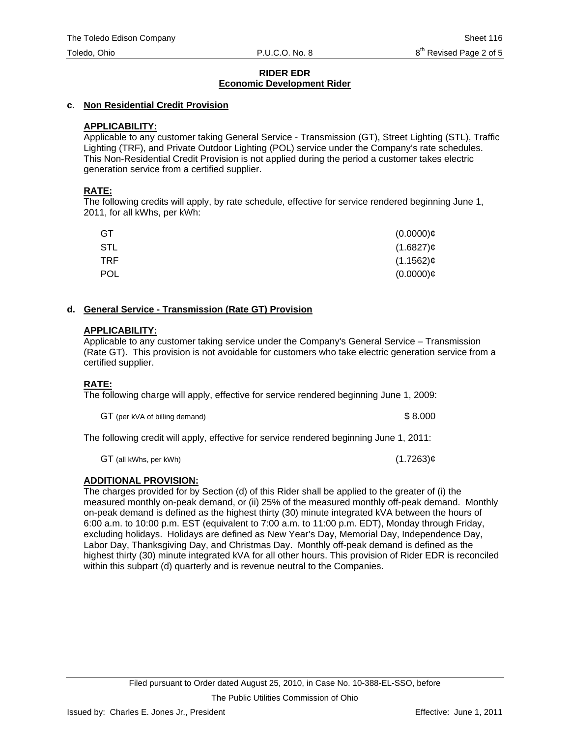## RIDER EDR
## Economic Development Rider

### c. Non Residential Credit Provision

**APPLICABILITY:**
Applicable to any customer taking General Service - Transmission (GT), Street Lighting (STL), Traffic Lighting (TRF), and Private Outdoor Lighting (POL) service under the Company's rate schedules. This Non-Residential Credit Provision is not applied during the period a customer takes electric generation service from a certified supplier.

**RATE:**
The following credits will apply, by rate schedule, effective for service rendered beginning June 1, 2011, for all kWhs, per kWh:

| | |
|---|---|
| GT | (0.0000)¢ |
| STL | (1.6827)¢ |
| TRF | (1.1562)¢ |
| POL | (0.0000)¢ |

### d. General Service - Transmission (Rate GT) Provision

**APPLICABILITY:**
Applicable to any customer taking service under the Company's General Service – Transmission (Rate GT). This provision is not avoidable for customers who take electric generation service from a certified supplier.

**RATE:**
The following charge will apply, effective for service rendered beginning June 1, 2009:

| | |
|---|---|
| GT (per kVA of billing demand) | \$ 8.000 |

The following credit will apply, effective for service rendered beginning June 1, 2011:

| | |
|---|---|
| GT (all kWhs, per kWh) | (1.7263)¢ |

**ADDITIONAL PROVISION:**
The charges provided for by Section (d) of this Rider shall be applied to the greater of (i) the measured monthly on-peak demand, or (ii) 25% of the measured monthly off-peak demand. Monthly on-peak demand is defined as the highest thirty (30) minute integrated kVA between the hours of 6:00 a.m. to 10:00 p.m. EST (equivalent to 7:00 a.m. to 11:00 p.m. EDT), Monday through Friday, excluding holidays. Holidays are defined as New Year's Day, Memorial Day, Independence Day, Labor Day, Thanksgiving Day, and Christmas Day. Monthly off-peak demand is defined as the highest thirty (30) minute integrated kVA for all other hours. This provision of Rider EDR is reconciled within this subpart (d) quarterly and is revenue neutral to the Companies.

Filed pursuant to Order dated August 25, 2010, in Case No. 10-388-EL-SSO, before The Public Utilities Commission of Ohio

Issued by: Charles E. Jones Jr., President — Effective: June 1, 2011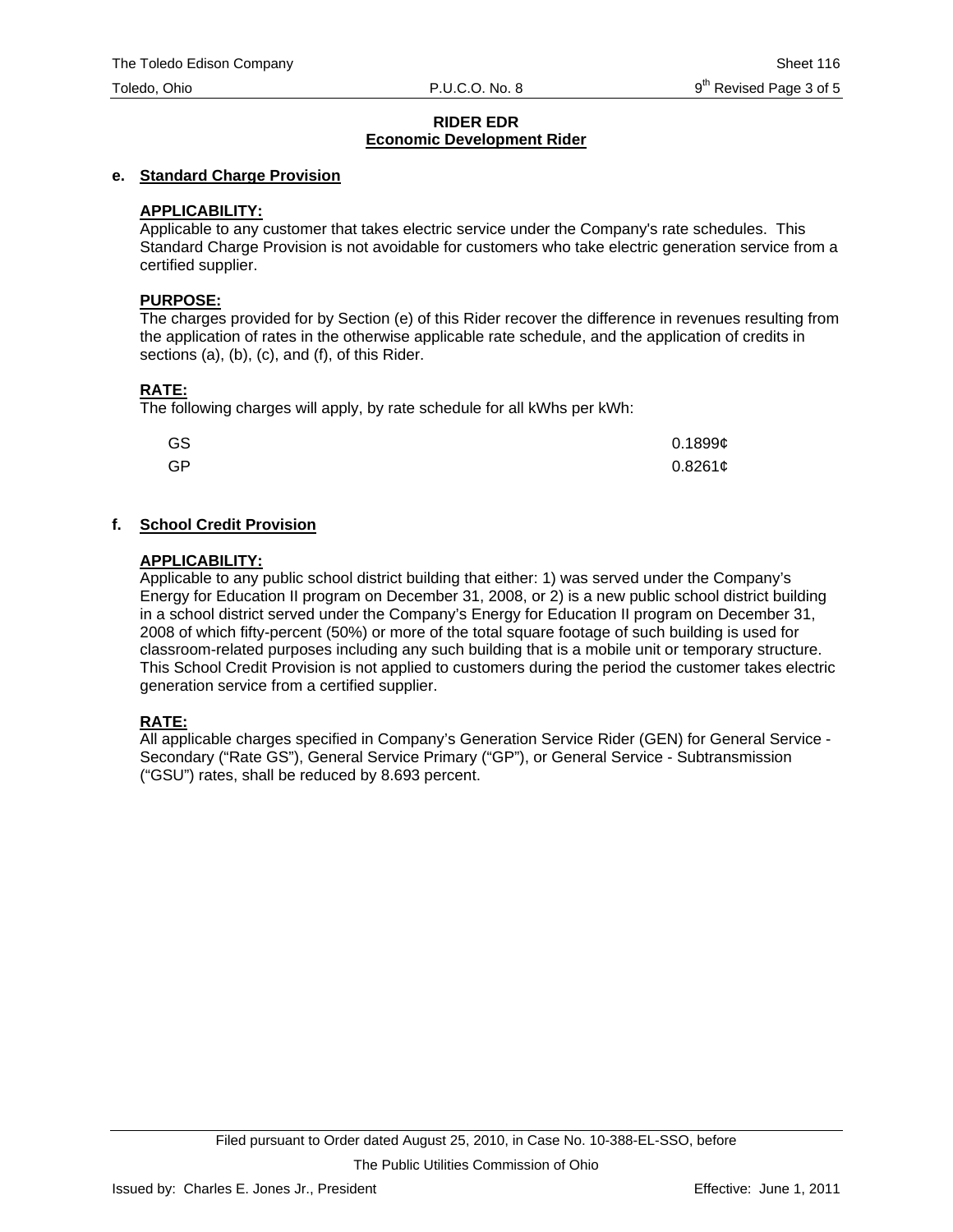**RIDER EDR**
**Economic Development Rider**

**e. Standard Charge Provision**

**APPLICABILITY:**
Applicable to any customer that takes electric service under the Company's rate schedules. This Standard Charge Provision is not avoidable for customers who take electric generation service from a certified supplier.

**PURPOSE:**
The charges provided for by Section (e) of this Rider recover the difference in revenues resulting from the application of rates in the otherwise applicable rate schedule, and the application of credits in sections (a), (b), (c), and (f), of this Rider.

**RATE:**
The following charges will apply, by rate schedule for all kWhs per kWh:

| | |
|---|---|
| GS | 0.1899¢ |
| GP | 0.8261¢ |

**f. School Credit Provision**

**APPLICABILITY:**
Applicable to any public school district building that either: 1) was served under the Company's Energy for Education II program on December 31, 2008, or 2) is a new public school district building in a school district served under the Company's Energy for Education II program on December 31, 2008 of which fifty-percent (50%) or more of the total square footage of such building is used for classroom-related purposes including any such building that is a mobile unit or temporary structure. This School Credit Provision is not applied to customers during the period the customer takes electric generation service from a certified supplier.

**RATE:**
All applicable charges specified in Company's Generation Service Rider (GEN) for General Service - Secondary ("Rate GS"), General Service Primary ("GP"), or General Service - Subtransmission ("GSU") rates, shall be reduced by 8.693 percent.

Filed pursuant to Order dated August 25, 2010, in Case No. 10-388-EL-SSO, before The Public Utilities Commission of Ohio

Issued by: Charles E. Jones Jr., President

Effective: June 1, 2011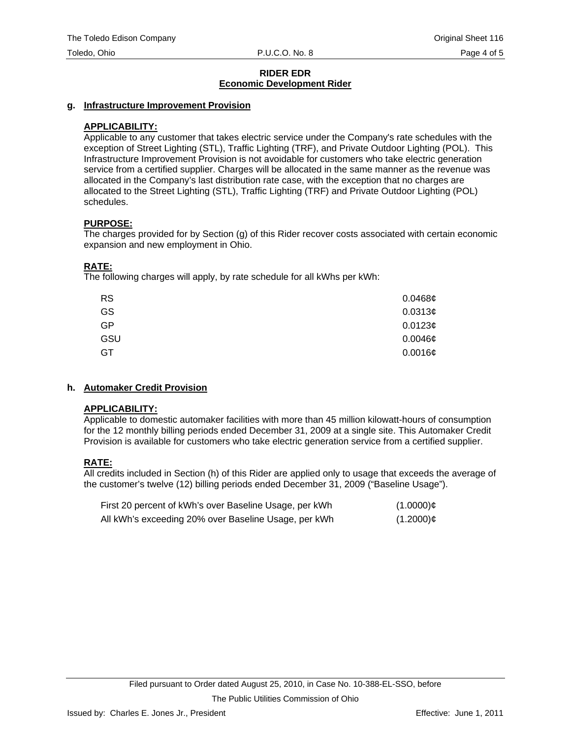**RIDER EDR**
**Economic Development Rider**

**g. Infrastructure Improvement Provision**

**APPLICABILITY:**
Applicable to any customer that takes electric service under the Company's rate schedules with the exception of Street Lighting (STL), Traffic Lighting (TRF), and Private Outdoor Lighting (POL). This Infrastructure Improvement Provision is not avoidable for customers who take electric generation service from a certified supplier. Charges will be allocated in the same manner as the revenue was allocated in the Company's last distribution rate case, with the exception that no charges are allocated to the Street Lighting (STL), Traffic Lighting (TRF) and Private Outdoor Lighting (POL) schedules.

**PURPOSE:**
The charges provided for by Section (g) of this Rider recover costs associated with certain economic expansion and new employment in Ohio.

**RATE:**
The following charges will apply, by rate schedule for all kWhs per kWh:

| | |
|---|---|
| RS | 0.0468¢ |
| GS | 0.0313¢ |
| GP | 0.0123¢ |
| GSU | 0.0046¢ |
| GT | 0.0016¢ |

**h. Automaker Credit Provision**

**APPLICABILITY:**
Applicable to domestic automaker facilities with more than 45 million kilowatt-hours of consumption for the 12 monthly billing periods ended December 31, 2009 at a single site. This Automaker Credit Provision is available for customers who take electric generation service from a certified supplier.

**RATE:**
All credits included in Section (h) of this Rider are applied only to usage that exceeds the average of the customer's twelve (12) billing periods ended December 31, 2009 ("Baseline Usage").

| | |
|---|---|
| First 20 percent of kWh's over Baseline Usage, per kWh | (1.0000)¢ |
| All kWh's exceeding 20% over Baseline Usage, per kWh | (1.2000)¢ |

Filed pursuant to Order dated August 25, 2010, in Case No. 10-388-EL-SSO, before The Public Utilities Commission of Ohio

Issued by: Charles E. Jones Jr., President Effective: June 1, 2011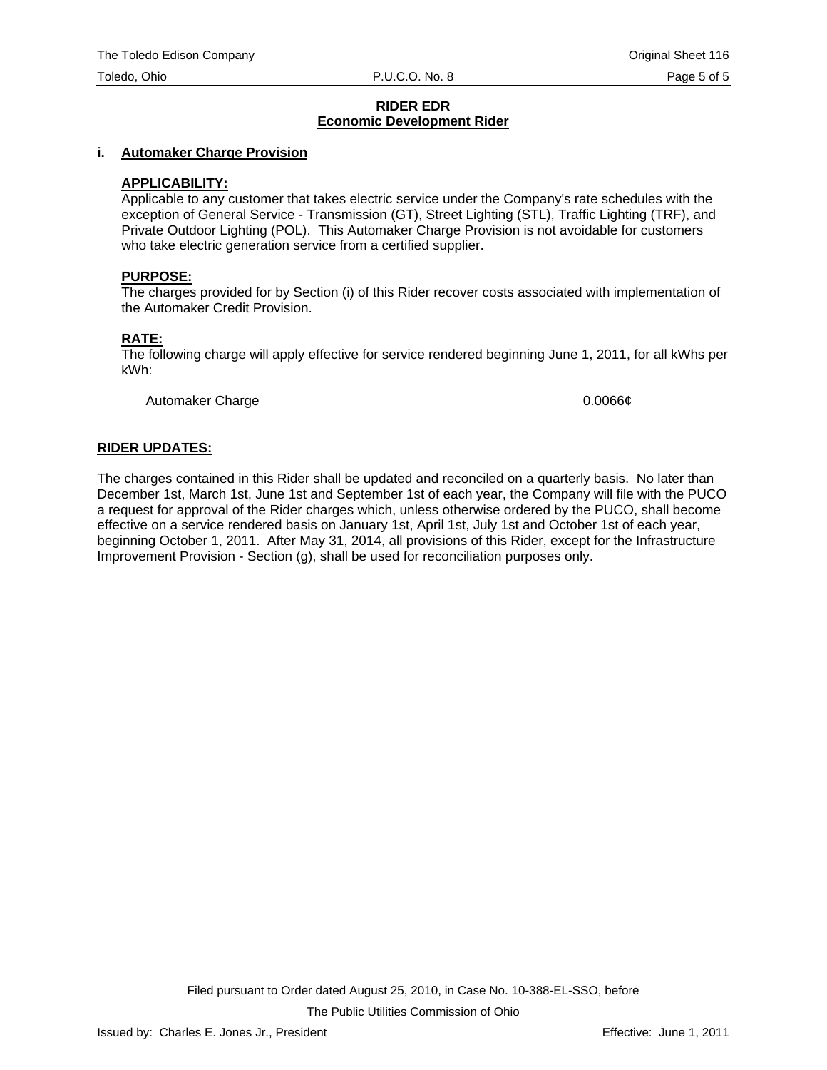**RIDER EDR**
**Economic Development Rider**

**i. Automaker Charge Provision**

**APPLICABILITY:**
Applicable to any customer that takes electric service under the Company's rate schedules with the exception of General Service - Transmission (GT), Street Lighting (STL), Traffic Lighting (TRF), and Private Outdoor Lighting (POL). This Automaker Charge Provision is not avoidable for customers who take electric generation service from a certified supplier.

**PURPOSE:**
The charges provided for by Section (i) of this Rider recover costs associated with implementation of the Automaker Credit Provision.

**RATE:**
The following charge will apply effective for service rendered beginning June 1, 2011, for all kWhs per kWh:

| | |
|---|---|
| Automaker Charge | 0.0066¢ |

**RIDER UPDATES:**

The charges contained in this Rider shall be updated and reconciled on a quarterly basis. No later than December 1st, March 1st, June 1st and September 1st of each year, the Company will file with the PUCO a request for approval of the Rider charges which, unless otherwise ordered by the PUCO, shall become effective on a service rendered basis on January 1st, April 1st, July 1st and October 1st of each year, beginning October 1, 2011. After May 31, 2014, all provisions of this Rider, except for the Infrastructure Improvement Provision - Section (g), shall be used for reconciliation purposes only.

Filed pursuant to Order dated August 25, 2010, in Case No. 10-388-EL-SSO, before The Public Utilities Commission of Ohio

Issued by: Charles E. Jones Jr., President

Effective: June 1, 2011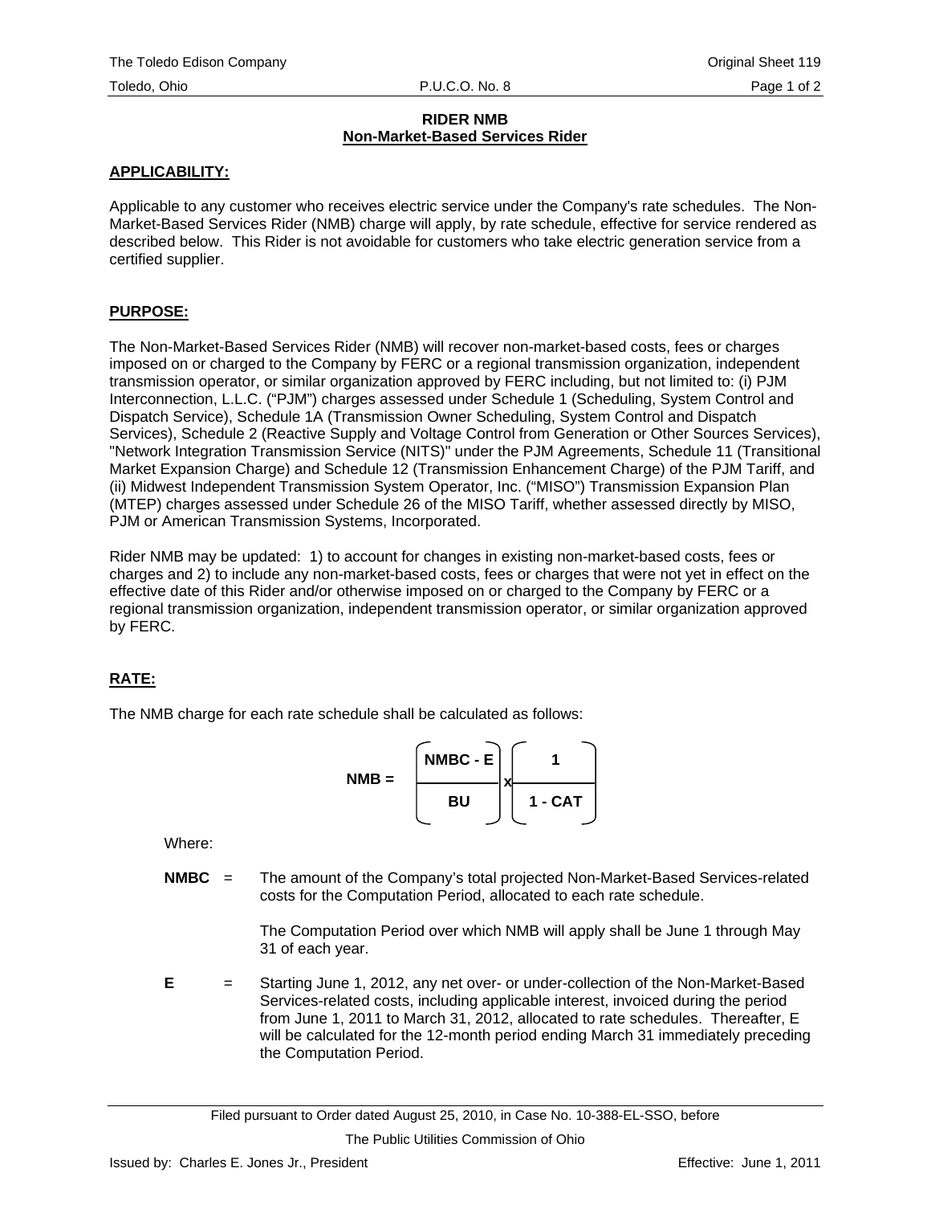# RIDER NMB
## Non-Market-Based Services Rider

**APPLICABILITY:**

Applicable to any customer who receives electric service under the Company's rate schedules. The Non-Market-Based Services Rider (NMB) charge will apply, by rate schedule, effective for service rendered as described below. This Rider is not avoidable for customers who take electric generation service from a certified supplier.

**PURPOSE:**

The Non-Market-Based Services Rider (NMB) will recover non-market-based costs, fees or charges imposed on or charged to the Company by FERC or a regional transmission organization, independent transmission operator, or similar organization approved by FERC including, but not limited to: (i) PJM Interconnection, L.L.C. ("PJM") charges assessed under Schedule 1 (Scheduling, System Control and Dispatch Service), Schedule 1A (Transmission Owner Scheduling, System Control and Dispatch Services), Schedule 2 (Reactive Supply and Voltage Control from Generation or Other Sources Services), "Network Integration Transmission Service (NITS)" under the PJM Agreements, Schedule 11 (Transitional Market Expansion Charge) and Schedule 12 (Transmission Enhancement Charge) of the PJM Tariff, and (ii) Midwest Independent Transmission System Operator, Inc. ("MISO") Transmission Expansion Plan (MTEP) charges assessed under Schedule 26 of the MISO Tariff, whether assessed directly by MISO, PJM or American Transmission Systems, Incorporated.

Rider NMB may be updated: 1) to account for changes in existing non-market-based costs, fees or charges and 2) to include any non-market-based costs, fees or charges that were not yet in effect on the effective date of this Rider and/or otherwise imposed on or charged to the Company by FERC or a regional transmission organization, independent transmission operator, or similar organization approved by FERC.

**RATE:**

The NMB charge for each rate schedule shall be calculated as follows:

$$\textbf{NMB} = \left(\frac{\textbf{NMBC - E}}{\textbf{BU}}\right) \times \left(\frac{\textbf{1}}{\textbf{1 - CAT}}\right)$$

Where:

**NMBC** = The amount of the Company's total projected Non-Market-Based Services-related costs for the Computation Period, allocated to each rate schedule.

The Computation Period over which NMB will apply shall be June 1 through May 31 of each year.

**E** = Starting June 1, 2012, any net over- or under-collection of the Non-Market-Based Services-related costs, including applicable interest, invoiced during the period from June 1, 2011 to March 31, 2012, allocated to rate schedules. Thereafter, E will be calculated for the 12-month period ending March 31 immediately preceding the Computation Period.

Filed pursuant to Order dated August 25, 2010, in Case No. 10-388-EL-SSO, before The Public Utilities Commission of Ohio

Issued by: Charles E. Jones Jr., President

Effective: June 1, 2011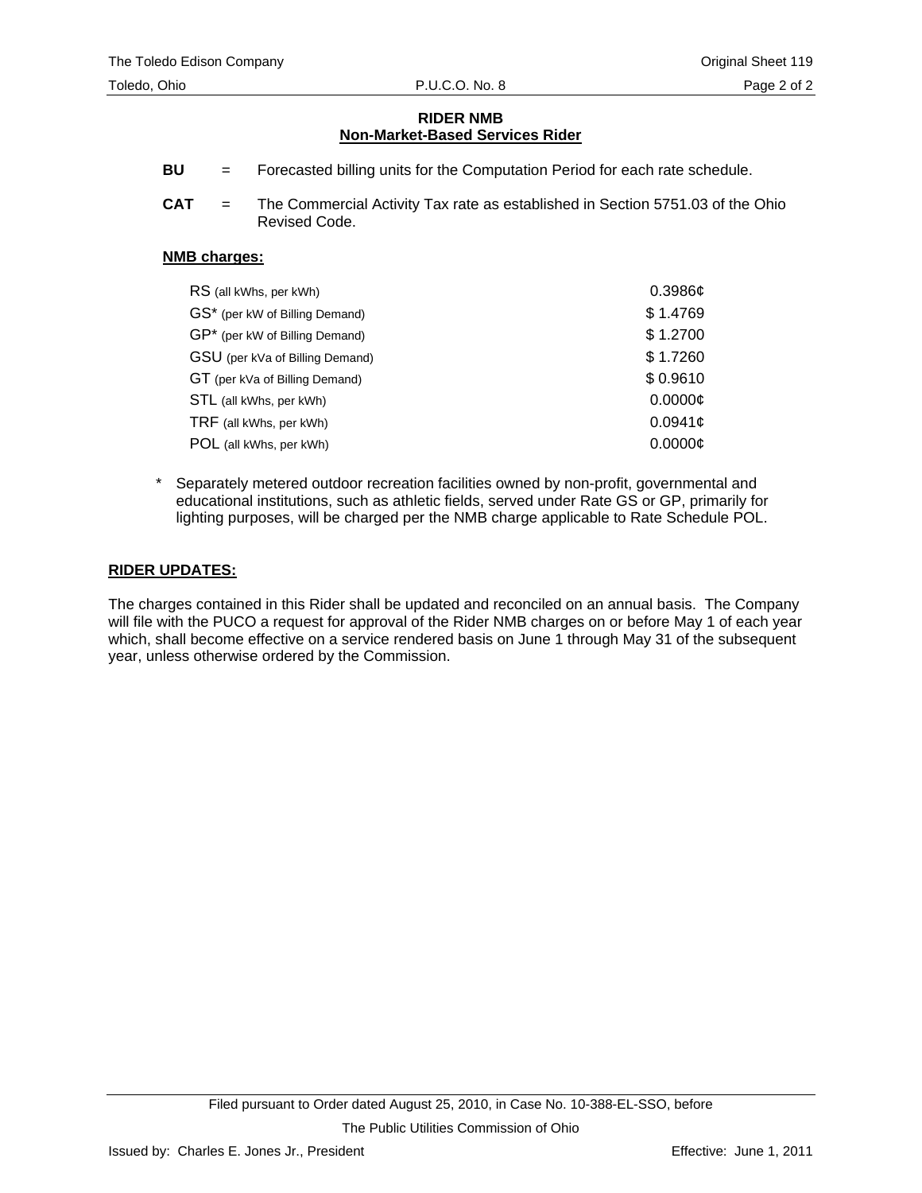**RIDER NMB**
**Non-Market-Based Services Rider**

**BU** = Forecasted billing units for the Computation Period for each rate schedule.

**CAT** = The Commercial Activity Tax rate as established in Section 5751.03 of the Ohio Revised Code.

**NMB charges:**

| | |
|---|---|
| RS (all kWhs, per kWh) | 0.3986¢ |
| GS* (per kW of Billing Demand) | $ 1.4769 |
| GP* (per kW of Billing Demand) | $ 1.2700 |
| GSU (per kVa of Billing Demand) | $ 1.7260 |
| GT (per kVa of Billing Demand) | $ 0.9610 |
| STL (all kWhs, per kWh) | 0.0000¢ |
| TRF (all kWhs, per kWh) | 0.0941¢ |
| POL (all kWhs, per kWh) | 0.0000¢ |

\* Separately metered outdoor recreation facilities owned by non-profit, governmental and educational institutions, such as athletic fields, served under Rate GS or GP, primarily for lighting purposes, will be charged per the NMB charge applicable to Rate Schedule POL.

**RIDER UPDATES:**

The charges contained in this Rider shall be updated and reconciled on an annual basis. The Company will file with the PUCO a request for approval of the Rider NMB charges on or before May 1 of each year which, shall become effective on a service rendered basis on June 1 through May 31 of the subsequent year, unless otherwise ordered by the Commission.

Filed pursuant to Order dated August 25, 2010, in Case No. 10-388-EL-SSO, before The Public Utilities Commission of Ohio

Issued by: Charles E. Jones Jr., President

Effective: June 1, 2011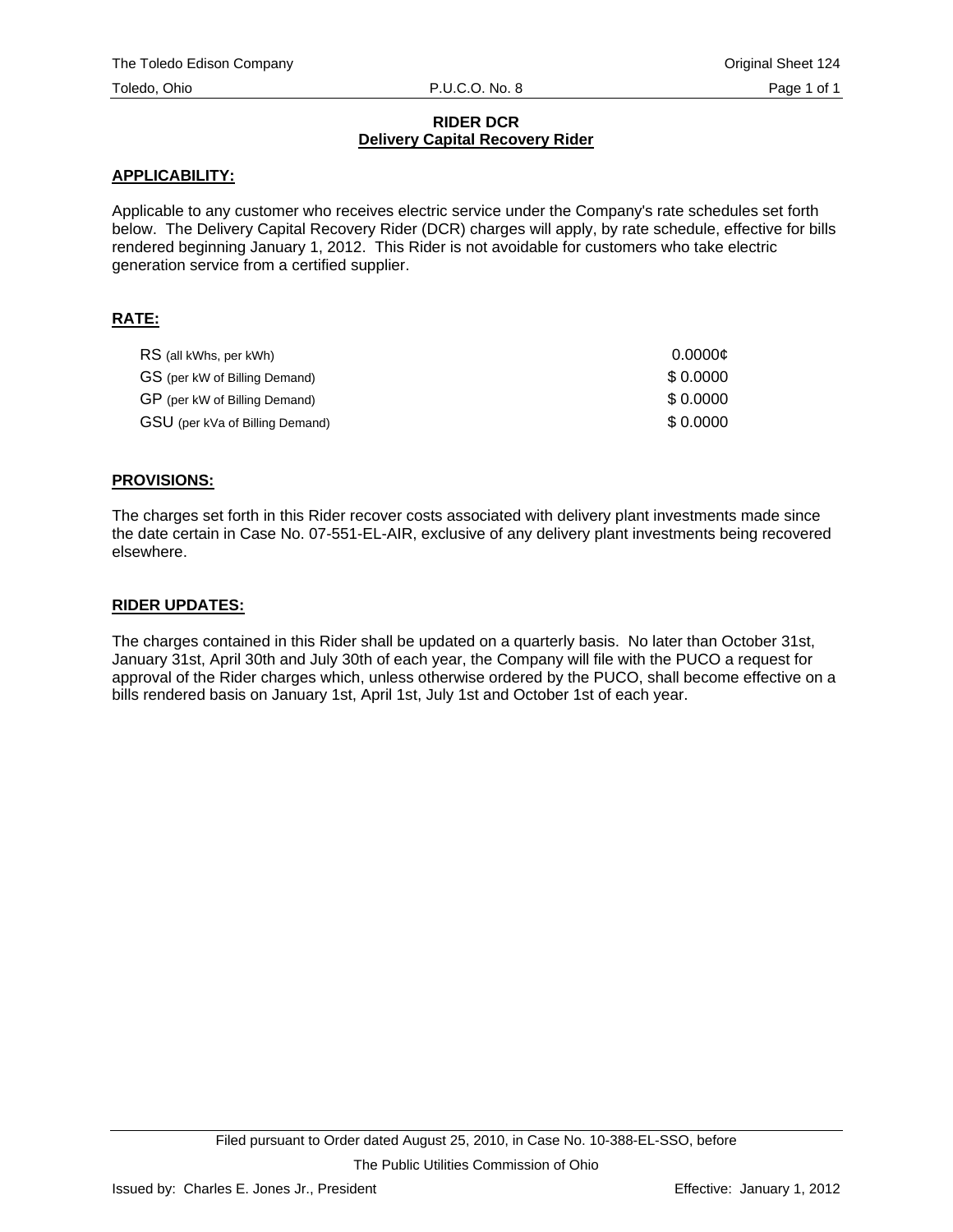## RIDER DCR
### Delivery Capital Recovery Rider

**APPLICABILITY:**

Applicable to any customer who receives electric service under the Company's rate schedules set forth below. The Delivery Capital Recovery Rider (DCR) charges will apply, by rate schedule, effective for bills rendered beginning January 1, 2012. This Rider is not avoidable for customers who take electric generation service from a certified supplier.

**RATE:**

| | |
|---|---|
| RS (all kWhs, per kWh) | 0.0000¢ |
| GS (per kW of Billing Demand) | $ 0.0000 |
| GP (per kW of Billing Demand) | $ 0.0000 |
| GSU (per kVa of Billing Demand) | $ 0.0000 |

**PROVISIONS:**

The charges set forth in this Rider recover costs associated with delivery plant investments made since the date certain in Case No. 07-551-EL-AIR, exclusive of any delivery plant investments being recovered elsewhere.

**RIDER UPDATES:**

The charges contained in this Rider shall be updated on a quarterly basis. No later than October 31st, January 31st, April 30th and July 30th of each year, the Company will file with the PUCO a request for approval of the Rider charges which, unless otherwise ordered by the PUCO, shall become effective on a bills rendered basis on January 1st, April 1st, July 1st and October 1st of each year.

Filed pursuant to Order dated August 25, 2010, in Case No. 10-388-EL-SSO, before The Public Utilities Commission of Ohio

Issued by: Charles E. Jones Jr., President — Effective: January 1, 2012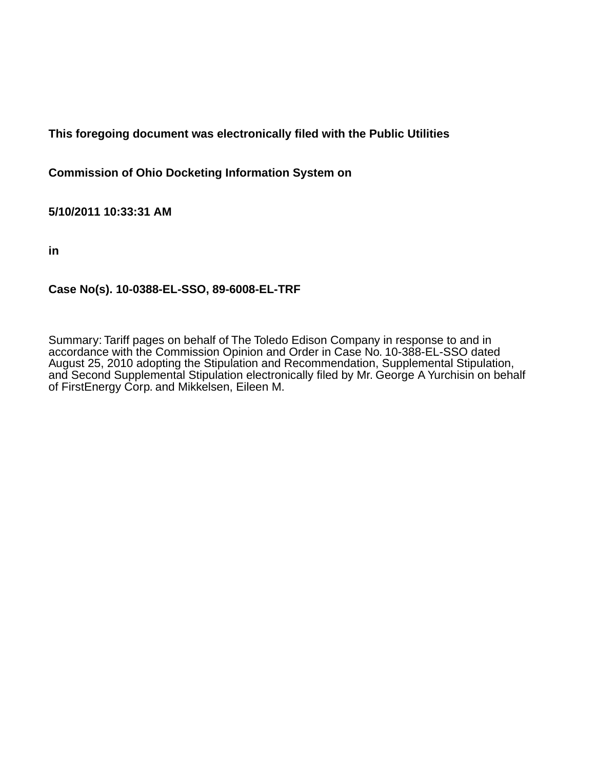**This foregoing document was electronically filed with the Public Utilities**

**Commission of Ohio Docketing Information System on**

**5/10/2011 10:33:31 AM**

**in**

**Case No(s). 10-0388-EL-SSO, 89-6008-EL-TRF**

Summary: Tariff pages on behalf of The Toledo Edison Company in response to and in accordance with the Commission Opinion and Order in Case No. 10-388-EL-SSO dated August 25, 2010 adopting the Stipulation and Recommendation, Supplemental Stipulation, and Second Supplemental Stipulation electronically filed by Mr. George A Yurchisin on behalf of FirstEnergy Corp. and Mikkelsen, Eileen M.